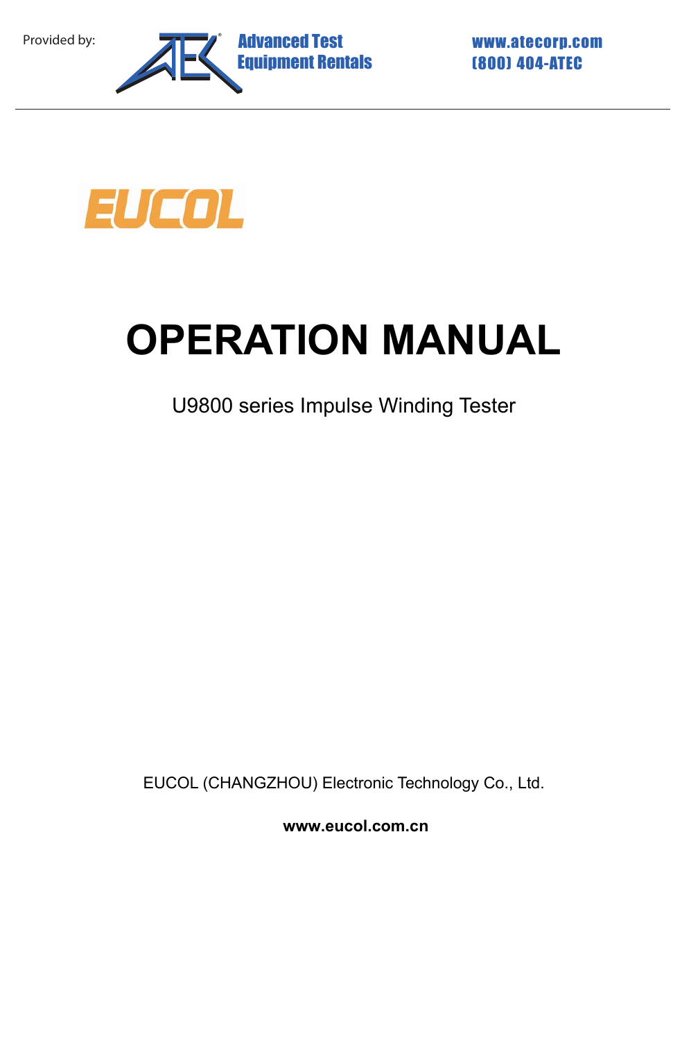Provided by: Advanced Test Equipment Rentals www.atecorp.com (800) 404-ATEC

EUCOL

# OPERATION MANUAL

U9800 series Impulse Winding Tester

EUCOL (CHANGZHOU) Electronic Technology Co., Ltd.

**www.eucol.com.cn**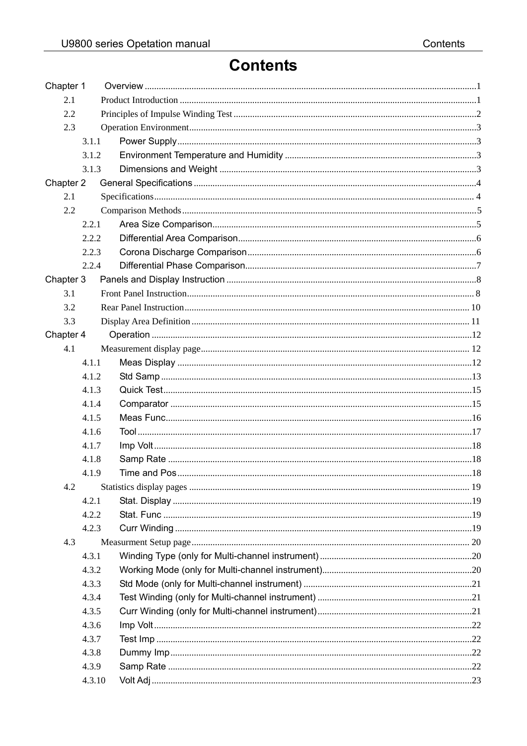# Contents

Chapter 1 Overview ........................................................................ 1

- 2.1 Product Introduction ........................................................................ 1
- 2.2 Principles of Impulse Winding Test ........................................................................ 2
- 2.3 Operation Environment ........................................................................ 3
  - 3.1.1 Power Supply ........................................................................ 3
  - 3.1.2 Environment Temperature and Humidity ........................................................................ 3
  - 3.1.3 Dimensions and Weight ........................................................................ 3

Chapter 2 General Specifications ........................................................................ 4

- 2.1 Specifications ........................................................................ 4
- 2.2 Comparison Methods ........................................................................ 5
  - 2.2.1 Area Size Comparison ........................................................................ 5
  - 2.2.2 Differential Area Comparison ........................................................................ 6
  - 2.2.3 Corona Discharge Comparison ........................................................................ 6
  - 2.2.4 Differential Phase Comparison ........................................................................ 7

Chapter 3 Panels and Display Instruction ........................................................................ 8

- 3.1 Front Panel Instruction ........................................................................ 8
- 3.2 Rear Panel Instruction ........................................................................ 10
- 3.3 Display Area Definition ........................................................................ 11

Chapter 4 Operation ........................................................................ 12

- 4.1 Measurement display page ........................................................................ 12
  - 4.1.1 Meas Display ........................................................................ 12
  - 4.1.2 Std Samp ........................................................................ 13
  - 4.1.3 Quick Test ........................................................................ 15
  - 4.1.4 Comparator ........................................................................ 15
  - 4.1.5 Meas Func ........................................................................ 16
  - 4.1.6 Tool ........................................................................ 17
  - 4.1.7 Imp Volt ........................................................................ 18
  - 4.1.8 Samp Rate ........................................................................ 18
  - 4.1.9 Time and Pos ........................................................................ 18
- 4.2 Statistics display pages ........................................................................ 19
  - 4.2.1 Stat. Display ........................................................................ 19
  - 4.2.2 Stat. Func ........................................................................ 19
  - 4.2.3 Curr Winding ........................................................................ 19
- 4.3 Measurment Setup page ........................................................................ 20
  - 4.3.1 Winding Type (only for Multi-channel instrument) ........................................................................ 20
  - 4.3.2 Working Mode (only for Multi-channel instrument) ........................................................................ 20
  - 4.3.3 Std Mode (only for Multi-channel instrument) ........................................................................ 21
  - 4.3.4 Test Winding (only for Multi-channel instrument) ........................................................................ 21
  - 4.3.5 Curr Winding (only for Multi-channel instrument) ........................................................................ 21
  - 4.3.6 Imp Volt ........................................................................ 22
  - 4.3.7 Test Imp ........................................................................ 22
  - 4.3.8 Dummy Imp ........................................................................ 22
  - 4.3.9 Samp Rate ........................................................................ 22
  - 4.3.10 Volt Adj ........................................................................ 23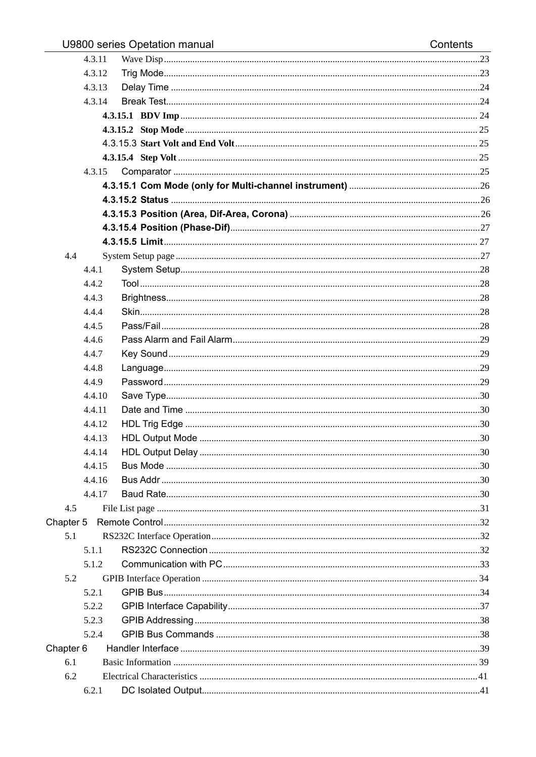4.3.11 Wave Disp ......... 23
4.3.12 Trig Mode ......... 23
4.3.13 Delay Time ......... 24
4.3.14 Break Test ......... 24
**4.3.15.1 BDV Imp** ......... 24
**4.3.15.2 Stop Mode** ......... 25
4.3.15.3 **Start Volt and End Volt** ......... 25
**4.3.15.4 Step Volt** ......... 25
4.3.15 Comparator ......... 25
**4.3.15.1 Com Mode (only for Multi-channel instrument)** ......... 26
**4.3.15.2 Status** ......... 26
**4.3.15.3 Position (Area, Dif-Area, Corona)** ......... 26
**4.3.15.4 Position (Phase-Dif)** ......... 27
**4.3.15.5 Limit** ......... 27
4.4 System Setup page ......... 27
4.4.1 System Setup ......... 28
4.4.2 Tool ......... 28
4.4.3 Brightness ......... 28
4.4.4 Skin ......... 28
4.4.5 Pass/Fail ......... 28
4.4.6 Pass Alarm and Fail Alarm ......... 29
4.4.7 Key Sound ......... 29
4.4.8 Language ......... 29
4.4.9 Password ......... 29
4.4.10 Save Type ......... 30
4.4.11 Date and Time ......... 30
4.4.12 HDL Trig Edge ......... 30
4.4.13 HDL Output Mode ......... 30
4.4.14 HDL Output Delay ......... 30
4.4.15 Bus Mode ......... 30
4.4.16 Bus Addr ......... 30
4.4.17 Baud Rate ......... 30
4.5 File List page ......... 31
Chapter 5 Remote Control ......... 32
5.1 RS232C Interface Operation ......... 32
5.1.1 RS232C Connection ......... 32
5.1.2 Communication with PC ......... 33
5.2 GPIB Interface Operation ......... 34
5.2.1 GPIB Bus ......... 34
5.2.2 GPIB Interface Capability ......... 37
5.2.3 GPIB Addressing ......... 38
5.2.4 GPIB Bus Commands ......... 38
Chapter 6 Handler Interface ......... 39
6.1 Basic Information ......... 39
6.2 Electrical Characteristics ......... 41
6.2.1 DC Isolated Output ......... 41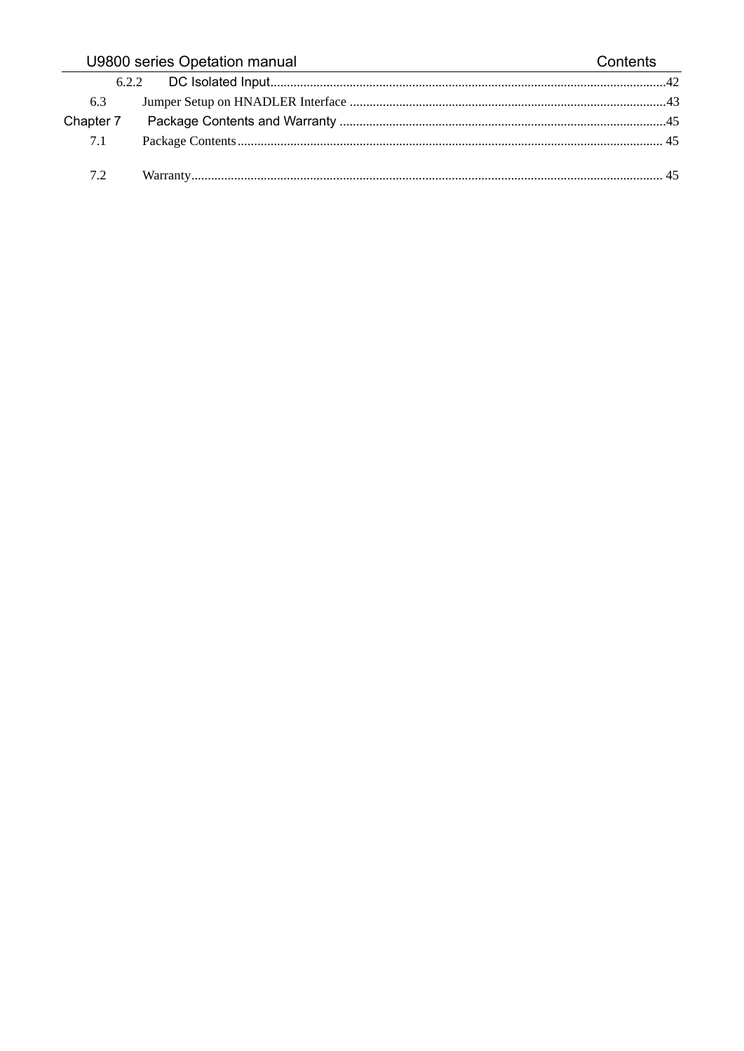6.2.2 DC Isolated Input.......................................................................................................................42

6.3 Jumper Setup on HNADLER Interface ..............................................................................................43

Chapter 7 Package Contents and Warranty ..................................................................................................45

7.1 Package Contents............................................................................................................................... 45

7.2 Warranty............................................................................................................................................. 45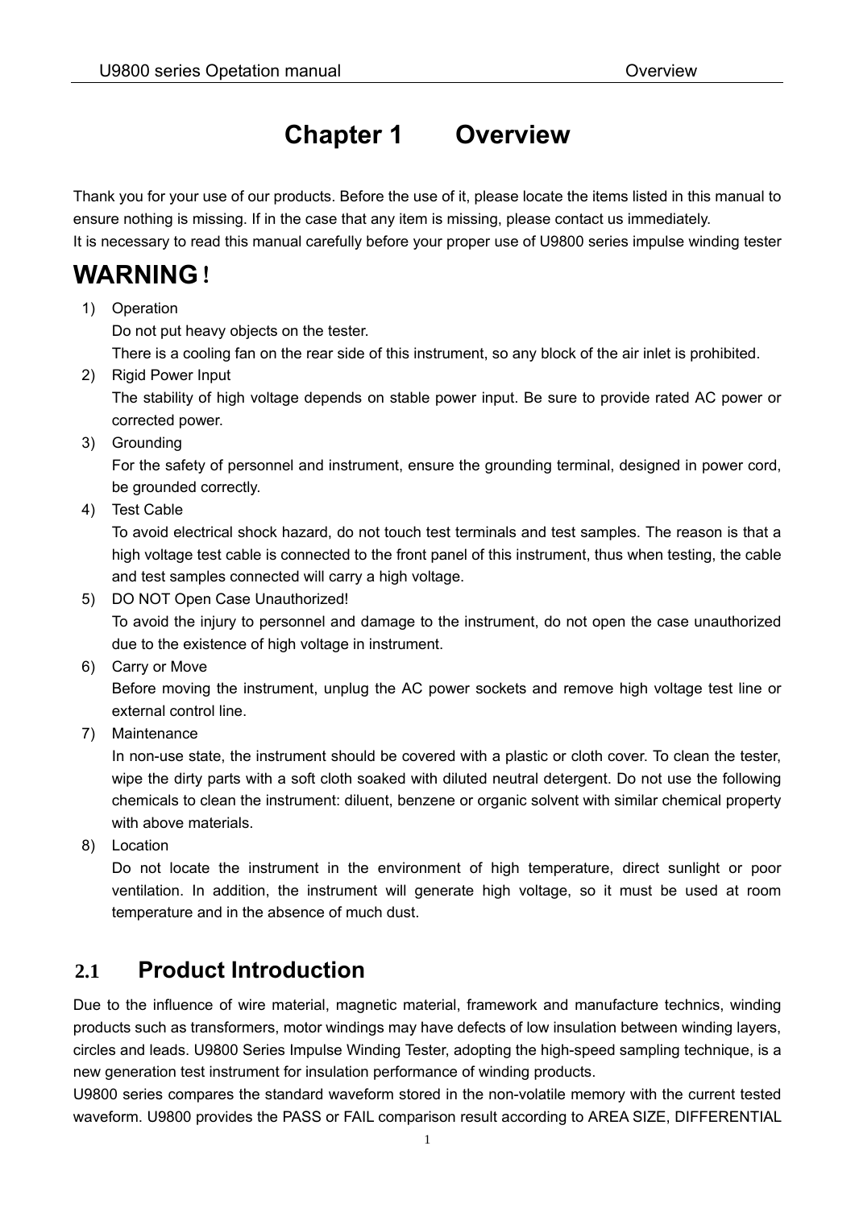# Chapter 1　Overview

Thank you for your use of our products. Before the use of it, please locate the items listed in this manual to ensure nothing is missing. If in the case that any item is missing, please contact us immediately.
It is necessary to read this manual carefully before your proper use of U9800 series impulse winding tester

## WARNING！

1) Operation
   Do not put heavy objects on the tester.
   There is a cooling fan on the rear side of this instrument, so any block of the air inlet is prohibited.
2) Rigid Power Input
   The stability of high voltage depends on stable power input. Be sure to provide rated AC power or corrected power.
3) Grounding
   For the safety of personnel and instrument, ensure the grounding terminal, designed in power cord, be grounded correctly.
4) Test Cable
   To avoid electrical shock hazard, do not touch test terminals and test samples. The reason is that a high voltage test cable is connected to the front panel of this instrument, thus when testing, the cable and test samples connected will carry a high voltage.
5) DO NOT Open Case Unauthorized!
   To avoid the injury to personnel and damage to the instrument, do not open the case unauthorized due to the existence of high voltage in instrument.
6) Carry or Move
   Before moving the instrument, unplug the AC power sockets and remove high voltage test line or external control line.
7) Maintenance
   In non-use state, the instrument should be covered with a plastic or cloth cover. To clean the tester, wipe the dirty parts with a soft cloth soaked with diluted neutral detergent. Do not use the following chemicals to clean the instrument: diluent, benzene or organic solvent with similar chemical property with above materials.
8) Location
   Do not locate the instrument in the environment of high temperature, direct sunlight or poor ventilation. In addition, the instrument will generate high voltage, so it must be used at room temperature and in the absence of much dust.

## 2.1　Product Introduction

Due to the influence of wire material, magnetic material, framework and manufacture technics, winding products such as transformers, motor windings may have defects of low insulation between winding layers, circles and leads. U9800 Series Impulse Winding Tester, adopting the high-speed sampling technique, is a new generation test instrument for insulation performance of winding products.
U9800 series compares the standard waveform stored in the non-volatile memory with the current tested waveform. U9800 provides the PASS or FAIL comparison result according to AREA SIZE, DIFFERENTIAL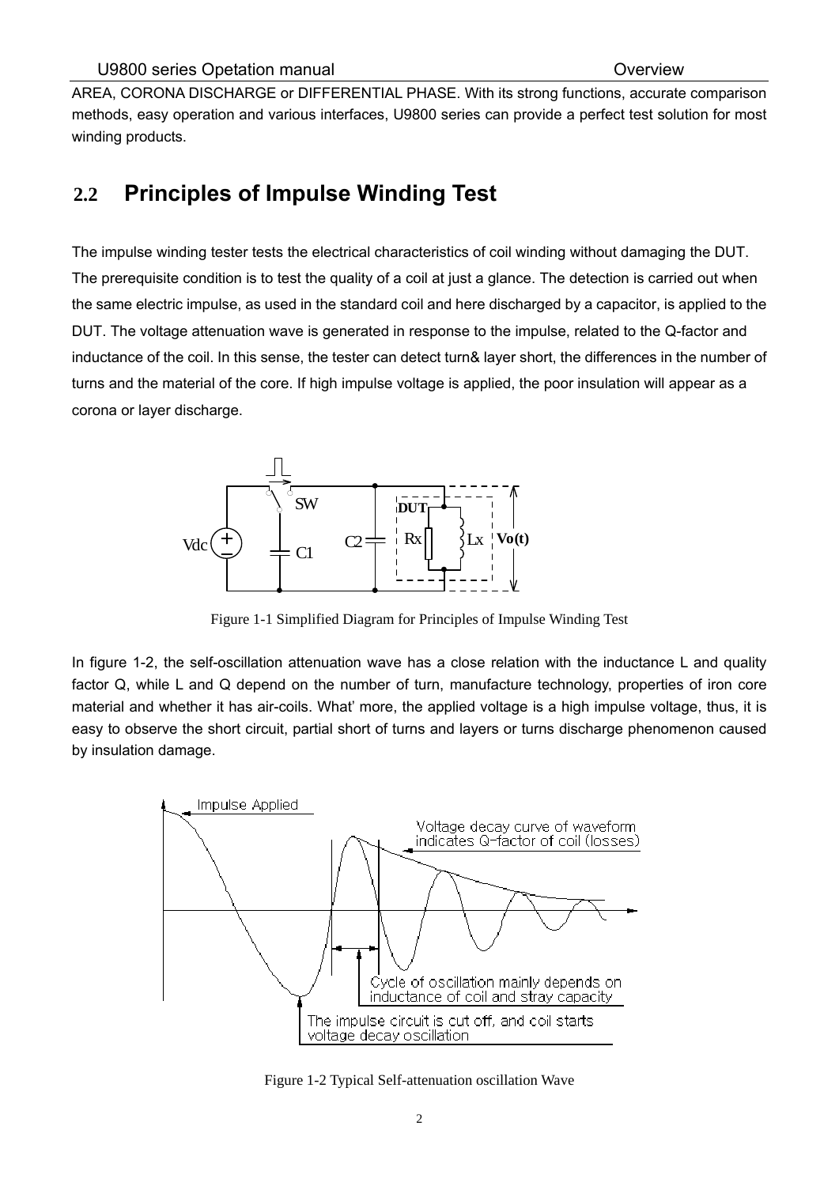AREA, CORONA DISCHARGE or DIFFERENTIAL PHASE. With its strong functions, accurate comparison methods, easy operation and various interfaces, U9800 series can provide a perfect test solution for most winding products.

## 2.2 Principles of Impulse Winding Test

The impulse winding tester tests the electrical characteristics of coil winding without damaging the DUT. The prerequisite condition is to test the quality of a coil at just a glance. The detection is carried out when the same electric impulse, as used in the standard coil and here discharged by a capacitor, is applied to the DUT. The voltage attenuation wave is generated in response to the impulse, related to the Q-factor and inductance of the coil. In this sense, the tester can detect turn& layer short, the differences in the number of turns and the material of the core. If high impulse voltage is applied, the poor insulation will appear as a corona or layer discharge.

Figure 1-1 Simplified Diagram for Principles of Impulse Winding Test

In figure 1-2, the self-oscillation attenuation wave has a close relation with the inductance L and quality factor Q, while L and Q depend on the number of turn, manufacture technology, properties of iron core material and whether it has air-coils. What' more, the applied voltage is a high impulse voltage, thus, it is easy to observe the short circuit, partial short of turns and layers or turns discharge phenomenon caused by insulation damage.

Figure 1-2 Typical Self-attenuation oscillation Wave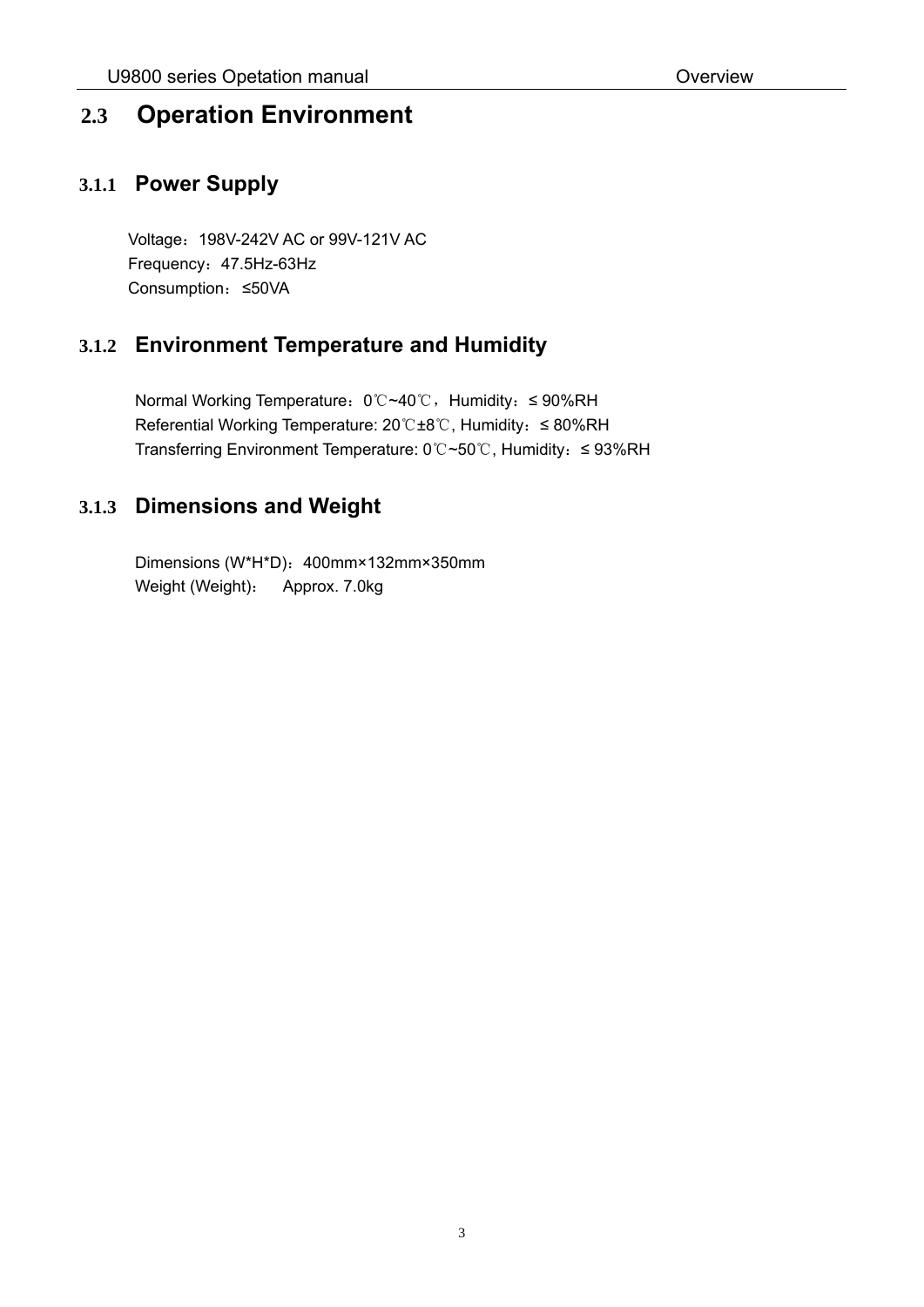## 2.3 Operation Environment

### 3.1.1 Power Supply

Voltage：198V-242V AC or 99V-121V AC
Frequency：47.5Hz-63Hz
Consumption：≤50VA

### 3.1.2 Environment Temperature and Humidity

Normal Working Temperature：0℃~40℃，Humidity：≤ 90%RH
Referential Working Temperature: 20℃±8℃, Humidity：≤ 80%RH
Transferring Environment Temperature: 0℃~50℃, Humidity：≤ 93%RH

### 3.1.3 Dimensions and Weight

Dimensions (W*H*D)：400mm×132mm×350mm
Weight (Weight)：  Approx. 7.0kg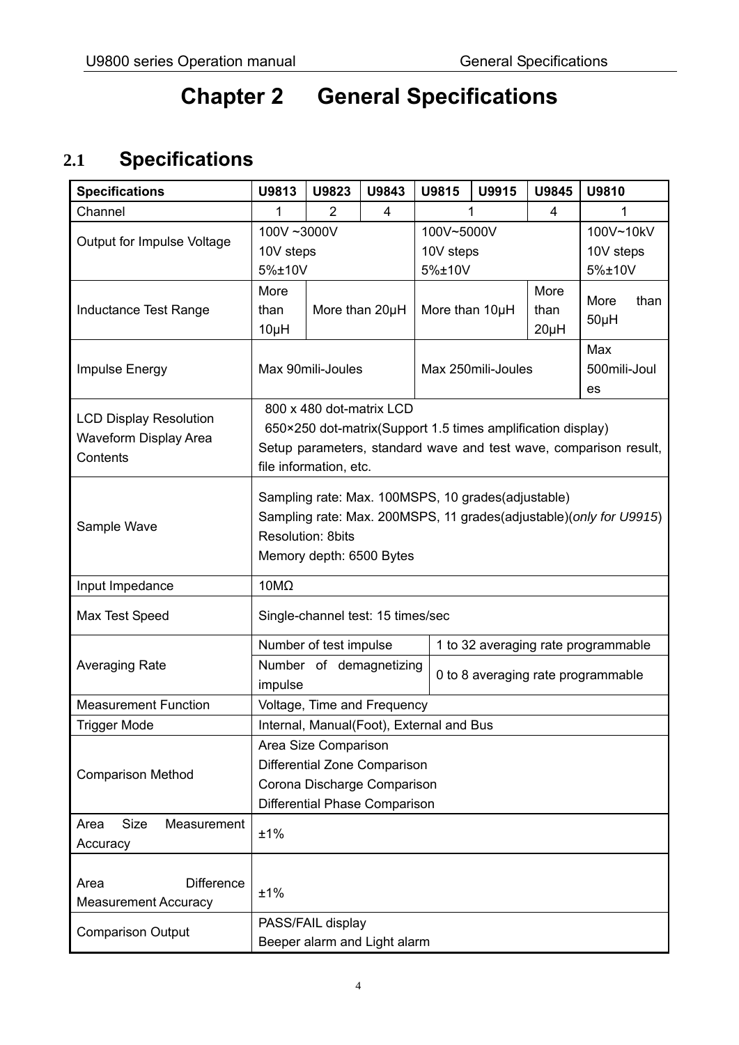# Chapter 2 General Specifications

## 2.1 Specifications

| Specifications | U9813 | U9823 | U9843 | U9815 | U9915 | U9845 | U9810 |
|---|---|---|---|---|---|---|---|
| Channel | 1 | 2 | 4 | 1 | | 4 | 1 |
| Output for Impulse Voltage | 100V ~3000V<br>10V steps<br>5%±10V | | | 100V~5000V<br>10V steps<br>5%±10V | | | 100V~10kV<br>10V steps<br>5%±10V |
| Inductance Test Range | More than 10μH | More than 20μH | | More than 10μH | | More than 20μH | More than 50μH |
| Impulse Energy | Max 90mili-Joules | | | Max 250mili-Joules | | | Max 500mili-Joules |
| LCD Display Resolution<br>Waveform Display Area<br>Contents | 800 x 480 dot-matrix LCD<br>650×250 dot-matrix(Support 1.5 times amplification display)<br>Setup parameters, standard wave and test wave, comparison result, file information, etc. | | | | | | |
| Sample Wave | Sampling rate: Max. 100MSPS, 10 grades(adjustable)<br>Sampling rate: Max. 200MSPS, 11 grades(adjustable)(*only for U9915*)<br>Resolution: 8bits<br>Memory depth: 6500 Bytes | | | | | | |
| Input Impedance | 10MΩ | | | | | | |
| Max Test Speed | Single-channel test: 15 times/sec | | | | | | |
| Averaging Rate | Number of test impulse | | | 1 to 32 averaging rate programmable | | | |
| | Number of demagnetizing impulse | | | 0 to 8 averaging rate programmable | | | |
| Measurement Function | Voltage, Time and Frequency | | | | | | |
| Trigger Mode | Internal, Manual(Foot), External and Bus | | | | | | |
| Comparison Method | Area Size Comparison<br>Differential Zone Comparison<br>Corona Discharge Comparison<br>Differential Phase Comparison | | | | | | |
| Area Size Measurement Accuracy | ±1% | | | | | | |
| Area Difference Measurement Accuracy | ±1% | | | | | | |
| Comparison Output | PASS/FAIL display<br>Beeper alarm and Light alarm | | | | | | |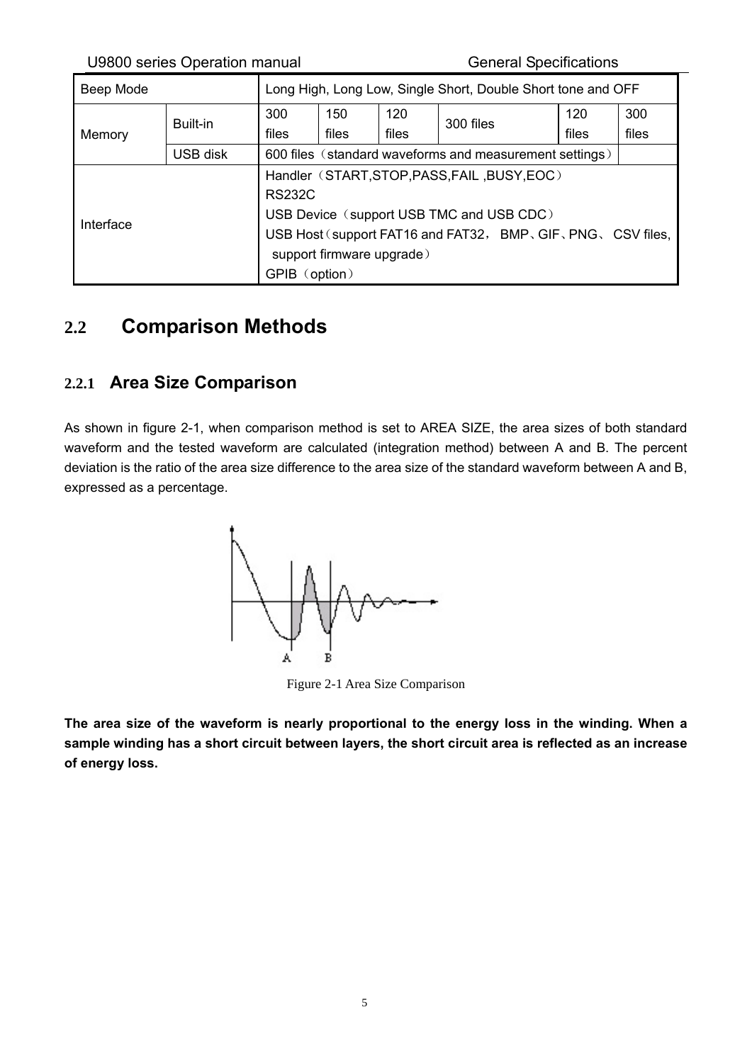| Beep Mode | | Long High, Long Low, Single Short, Double Short tone and OFF | | | | | |
|---|---|---|---|---|---|---|---|
| Memory | Built-in | 300 files | 150 files | 120 files | 300 files | 120 files | 300 files |
| | USB disk | 600 files（standard waveforms and measurement settings） | | | | | |
| Interface | | Handler（START,STOP,PASS,FAIL ,BUSY,EOC）<br>RS232C<br>USB Device（support USB TMC and USB CDC）<br>USB Host（support FAT16 and FAT32， BMP、GIF、PNG、 CSV files, support firmware upgrade）<br>GPIB（option） | | | | | |

## 2.2 Comparison Methods

### 2.2.1 Area Size Comparison

As shown in figure 2-1, when comparison method is set to AREA SIZE, the area sizes of both standard waveform and the tested waveform are calculated (integration method) between A and B. The percent deviation is the ratio of the area size difference to the area size of the standard waveform between A and B, expressed as a percentage.

Figure 2-1 Area Size Comparison

**The area size of the waveform is nearly proportional to the energy loss in the winding. When a sample winding has a short circuit between layers, the short circuit area is reflected as an increase of energy loss.**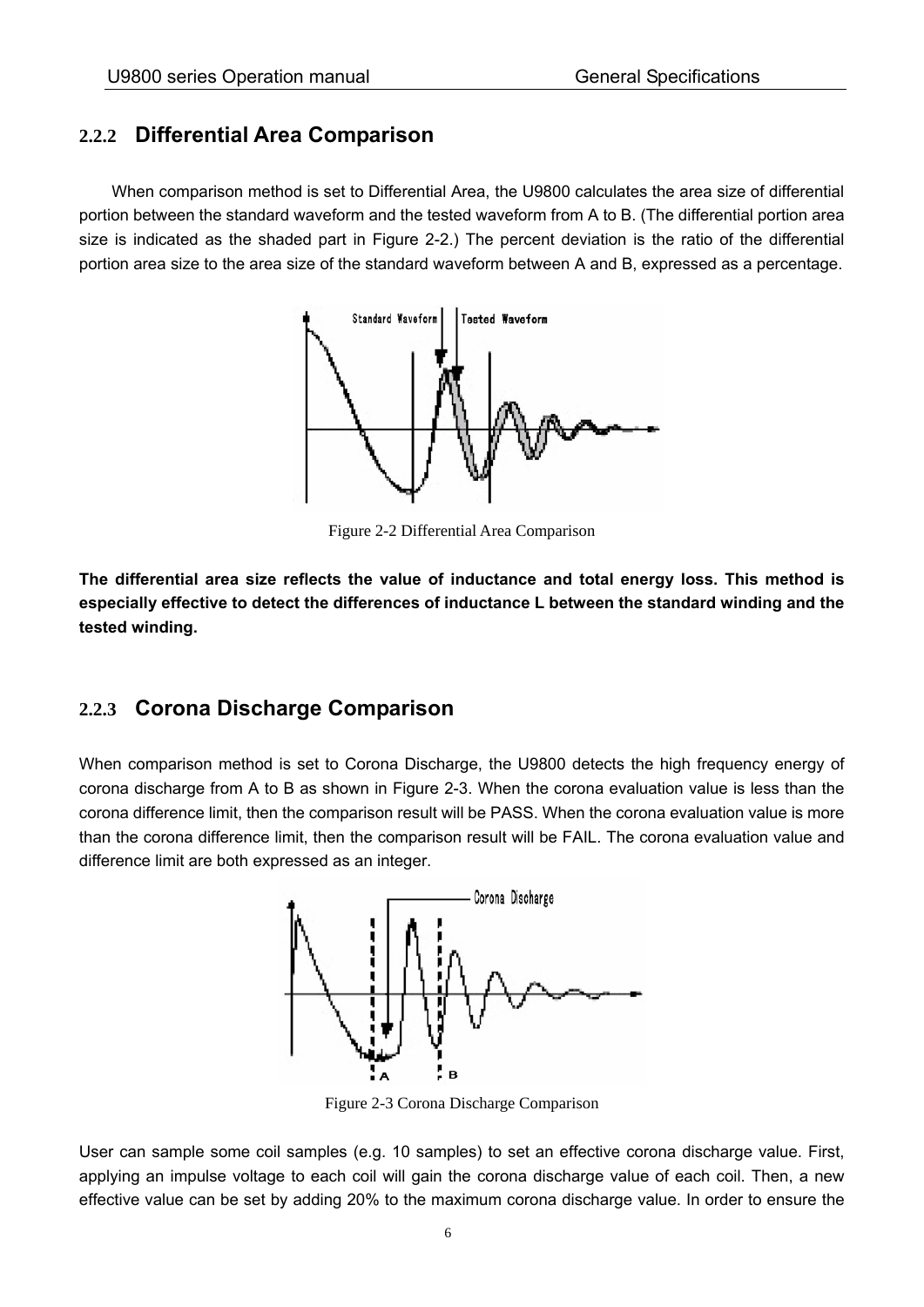### 2.2.2 Differential Area Comparison

When comparison method is set to Differential Area, the U9800 calculates the area size of differential portion between the standard waveform and the tested waveform from A to B. (The differential portion area size is indicated as the shaded part in Figure 2-2.) The percent deviation is the ratio of the differential portion area size to the area size of the standard waveform between A and B, expressed as a percentage.

Figure 2-2 Differential Area Comparison

**The differential area size reflects the value of inductance and total energy loss. This method is especially effective to detect the differences of inductance L between the standard winding and the tested winding.**

### 2.2.3 Corona Discharge Comparison

When comparison method is set to Corona Discharge, the U9800 detects the high frequency energy of corona discharge from A to B as shown in Figure 2-3. When the corona evaluation value is less than the corona difference limit, then the comparison result will be PASS. When the corona evaluation value is more than the corona difference limit, then the comparison result will be FAIL. The corona evaluation value and difference limit are both expressed as an integer.

Figure 2-3 Corona Discharge Comparison

User can sample some coil samples (e.g. 10 samples) to set an effective corona discharge value. First, applying an impulse voltage to each coil will gain the corona discharge value of each coil. Then, a new effective value can be set by adding 20% to the maximum corona discharge value. In order to ensure the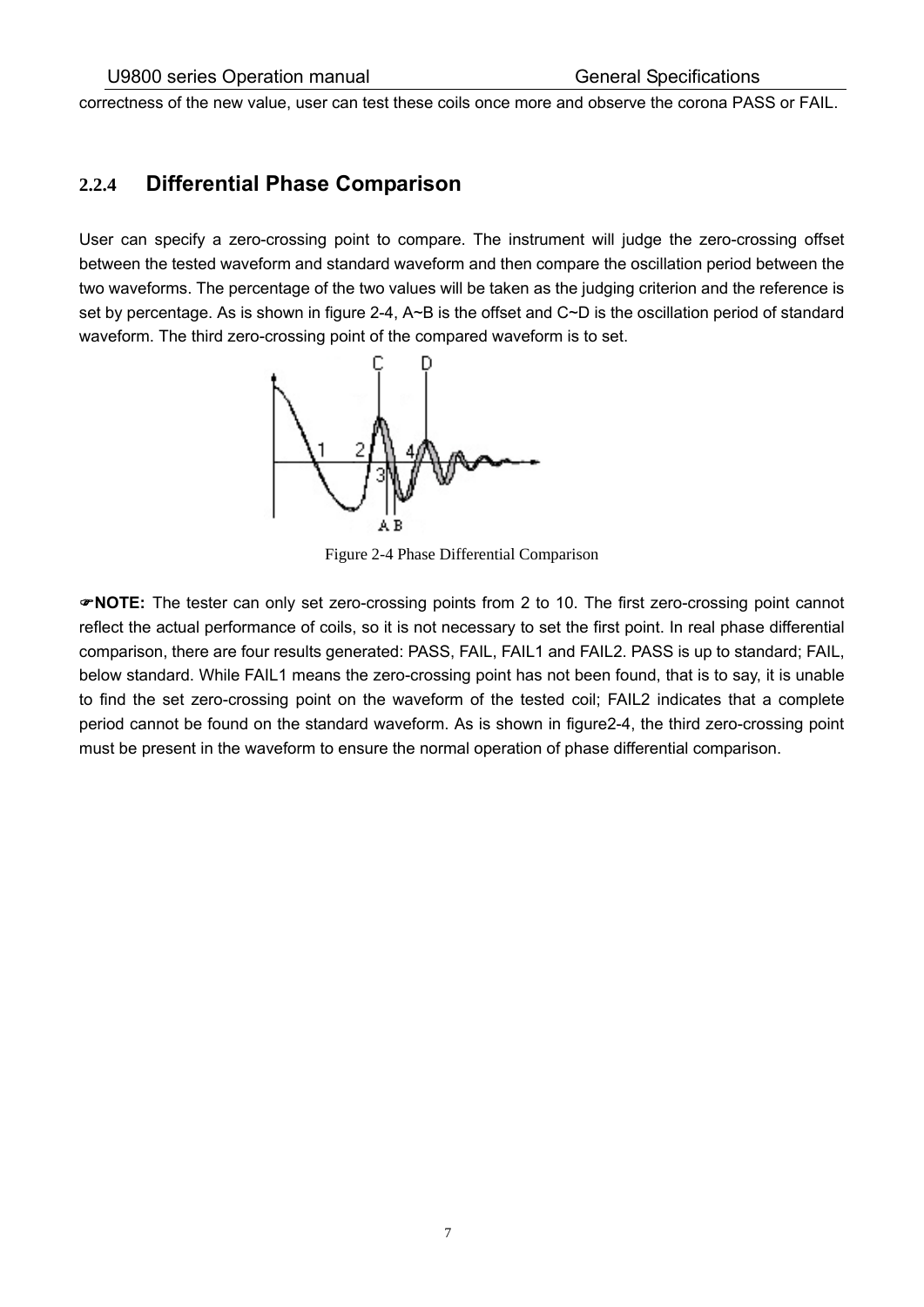correctness of the new value, user can test these coils once more and observe the corona PASS or FAIL.

### 2.2.4 Differential Phase Comparison

User can specify a zero-crossing point to compare. The instrument will judge the zero-crossing offset between the tested waveform and standard waveform and then compare the oscillation period between the two waveforms. The percentage of the two values will be taken as the judging criterion and the reference is set by percentage. As is shown in figure 2-4, A~B is the offset and C~D is the oscillation period of standard waveform. The third zero-crossing point of the compared waveform is to set.

Figure 2-4 Phase Differential Comparison

☛**NOTE:** The tester can only set zero-crossing points from 2 to 10. The first zero-crossing point cannot reflect the actual performance of coils, so it is not necessary to set the first point. In real phase differential comparison, there are four results generated: PASS, FAIL, FAIL1 and FAIL2. PASS is up to standard; FAIL, below standard. While FAIL1 means the zero-crossing point has not been found, that is to say, it is unable to find the set zero-crossing point on the waveform of the tested coil; FAIL2 indicates that a complete period cannot be found on the standard waveform. As is shown in figure2-4, the third zero-crossing point must be present in the waveform to ensure the normal operation of phase differential comparison.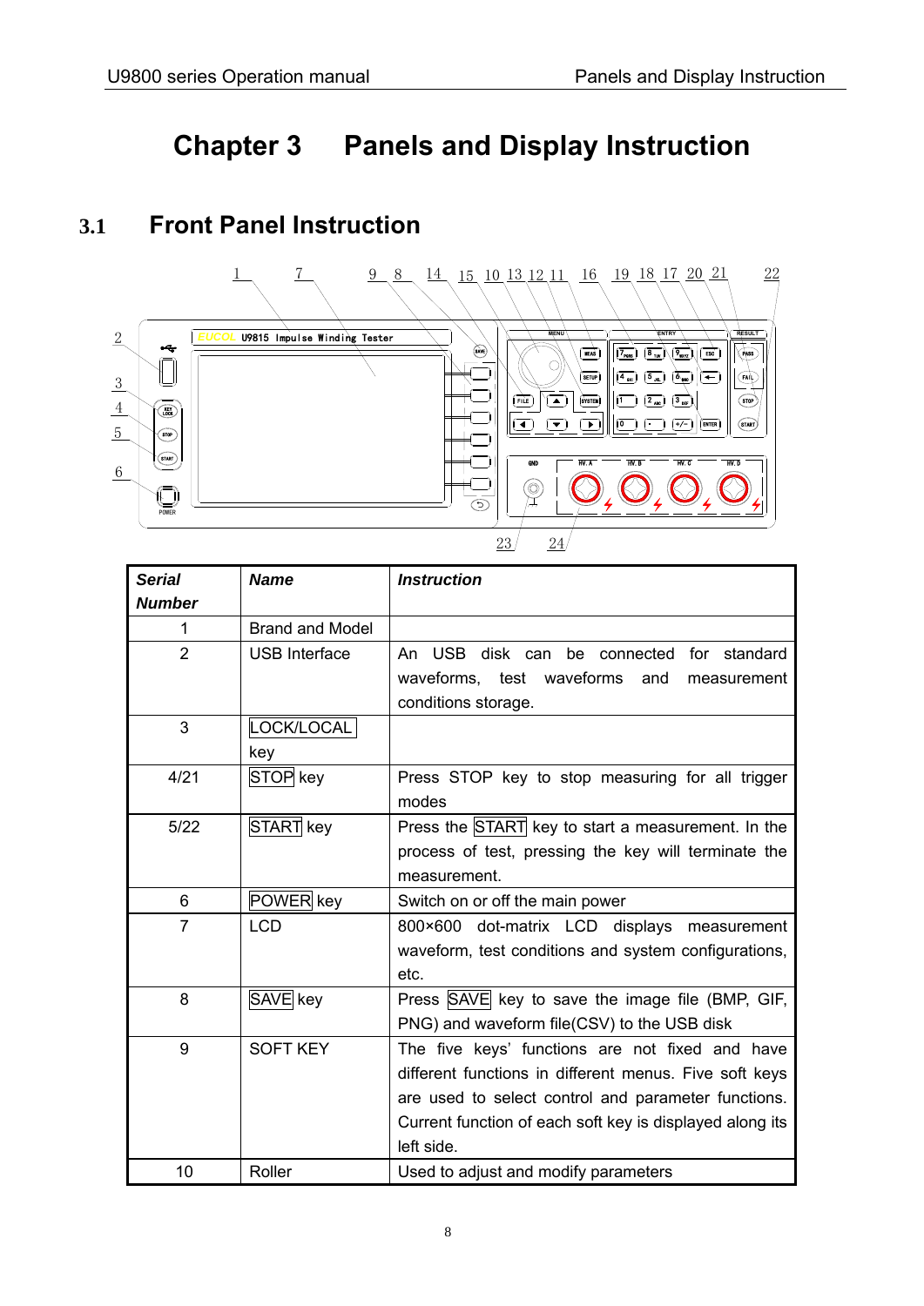# Chapter 3 Panels and Display Instruction

## 3.1 Front Panel Instruction

| *Serial Number* | *Name* | *Instruction* |
|---|---|---|
| 1 | Brand and Model | |
| 2 | USB Interface | An USB disk can be connected for standard waveforms, test waveforms and measurement conditions storage. |
| 3 | LOCK/LOCAL key | |
| 4/21 | STOP key | Press STOP key to stop measuring for all trigger modes |
| 5/22 | START key | Press the START key to start a measurement. In the process of test, pressing the key will terminate the measurement. |
| 6 | POWER key | Switch on or off the main power |
| 7 | LCD | 800×600 dot-matrix LCD displays measurement waveform, test conditions and system configurations, etc. |
| 8 | SAVE key | Press SAVE key to save the image file (BMP, GIF, PNG) and waveform file(CSV) to the USB disk |
| 9 | SOFT KEY | The five keys' functions are not fixed and have different functions in different menus. Five soft keys are used to select control and parameter functions. Current function of each soft key is displayed along its left side. |
| 10 | Roller | Used to adjust and modify parameters |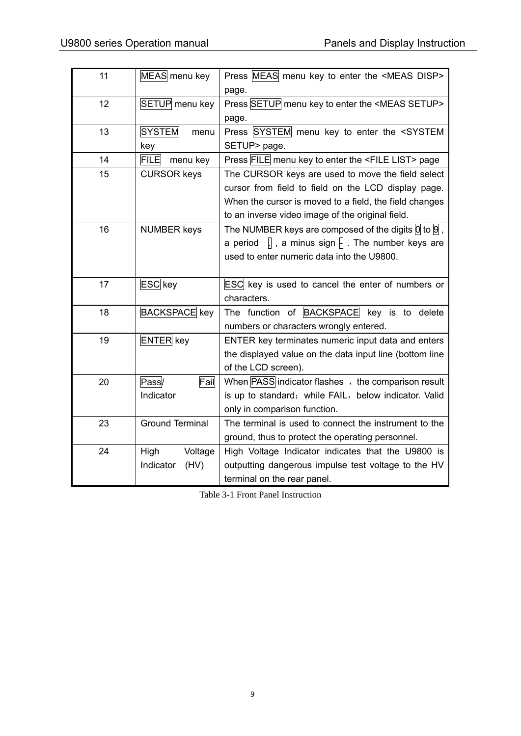| 11 | MEAS menu key | Press MEAS menu key to enter the <MEAS DISP> page. |
|---|---|---|
| 12 | SETUP menu key | Press SETUP menu key to enter the <MEAS SETUP> page. |
| 13 | SYSTEM menu key | Press SYSTEM menu key to enter the <SYSTEM SETUP> page. |
| 14 | FILE menu key | Press FILE menu key to enter the <FILE LIST> page |
| 15 | CURSOR keys | The CURSOR keys are used to move the field select cursor from field to field on the LCD display page. When the cursor is moved to a field, the field changes to an inverse video image of the original field. |
| 16 | NUMBER keys | The NUMBER keys are composed of the digits 0 to 9, a period ., a minus sign -. The number keys are used to enter numeric data into the U9800. |
| 17 | ESC key | ESC key is used to cancel the enter of numbers or characters. |
| 18 | BACKSPACE key | The function of BACKSPACE key is to delete numbers or characters wrongly entered. |
| 19 | ENTER key | ENTER key terminates numeric input data and enters the displayed value on the data input line (bottom line of the LCD screen). |
| 20 | Pass/ Fail Indicator | When PASS indicator flashes ，the comparison result is up to standard；while FAIL，below indicator. Valid only in comparison function. |
| 23 | Ground Terminal | The terminal is used to connect the instrument to the ground, thus to protect the operating personnel. |
| 24 | High Voltage Indicator (HV) | High Voltage Indicator indicates that the U9800 is outputting dangerous impulse test voltage to the HV terminal on the rear panel. |

Table 3-1 Front Panel Instruction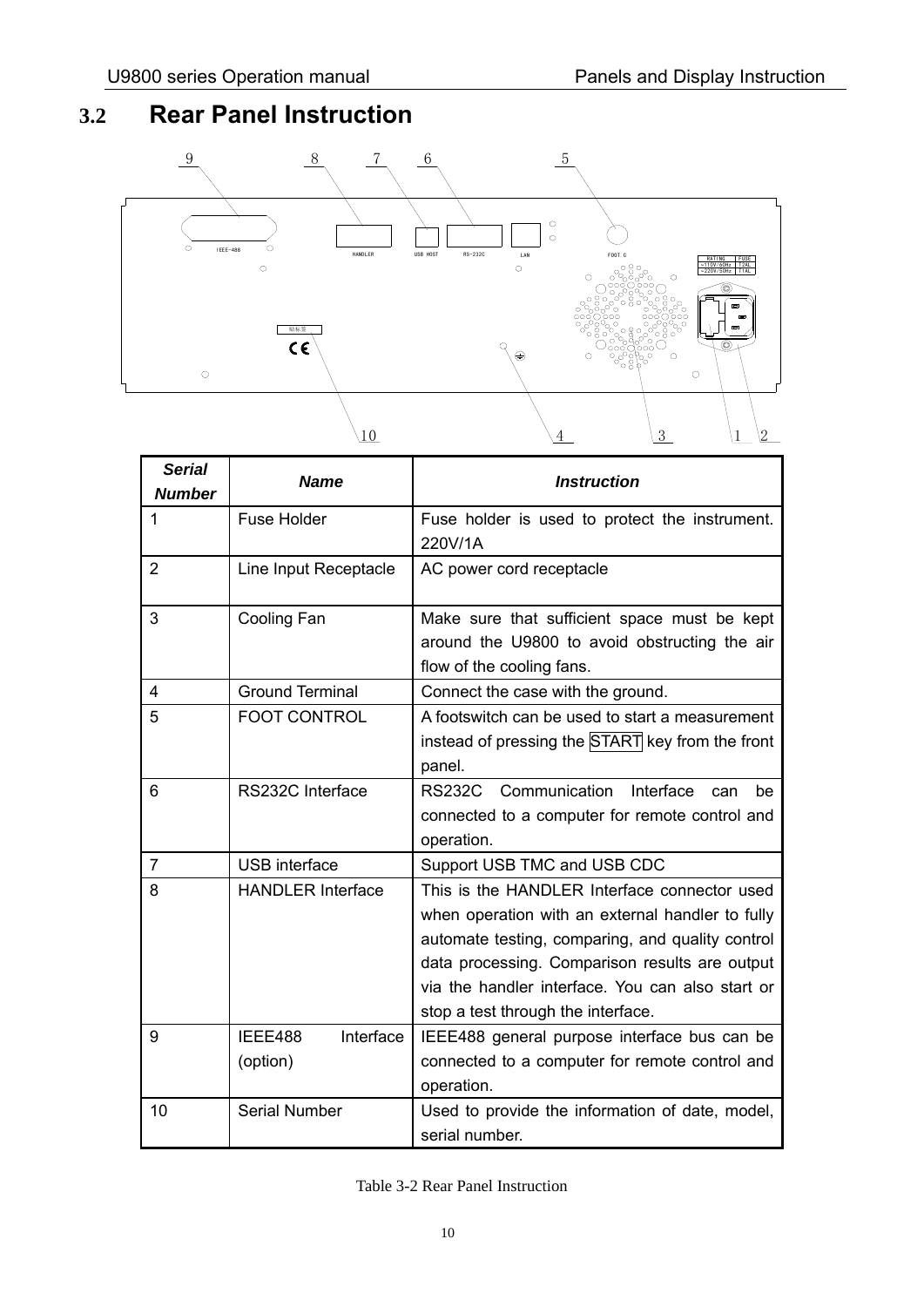## 3.2 Rear Panel Instruction

| Serial Number | Name | Instruction |
|---|---|---|
| 1 | Fuse Holder | Fuse holder is used to protect the instrument. 220V/1A |
| 2 | Line Input Receptacle | AC power cord receptacle |
| 3 | Cooling Fan | Make sure that sufficient space must be kept around the U9800 to avoid obstructing the air flow of the cooling fans. |
| 4 | Ground Terminal | Connect the case with the ground. |
| 5 | FOOT CONTROL | A footswitch can be used to start a measurement instead of pressing the START key from the front panel. |
| 6 | RS232C Interface | RS232C Communication Interface can be connected to a computer for remote control and operation. |
| 7 | USB interface | Support USB TMC and USB CDC |
| 8 | HANDLER Interface | This is the HANDLER Interface connector used when operation with an external handler to fully automate testing, comparing, and quality control data processing. Comparison results are output via the handler interface. You can also start or stop a test through the interface. |
| 9 | IEEE488 Interface (option) | IEEE488 general purpose interface bus can be connected to a computer for remote control and operation. |
| 10 | Serial Number | Used to provide the information of date, model, serial number. |

Table 3-2 Rear Panel Instruction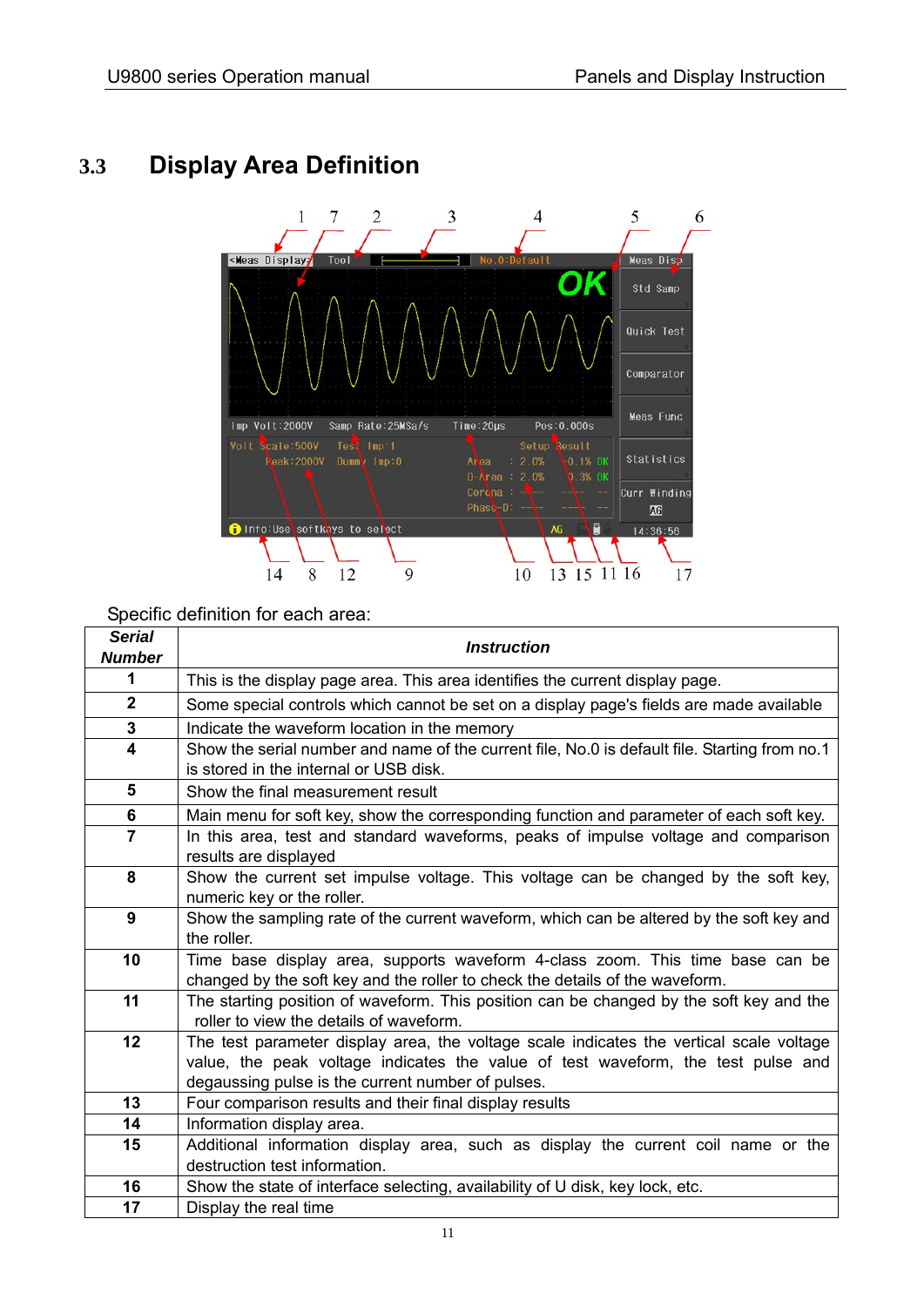## 3.3 Display Area Definition

Specific definition for each area:

| Serial Number | Instruction |
|---|---|
| 1 | This is the display page area. This area identifies the current display page. |
| 2 | Some special controls which cannot be set on a display page's fields are made available |
| 3 | Indicate the waveform location in the memory |
| 4 | Show the serial number and name of the current file, No.0 is default file. Starting from no.1 is stored in the internal or USB disk. |
| 5 | Show the final measurement result |
| 6 | Main menu for soft key, show the corresponding function and parameter of each soft key. |
| 7 | In this area, test and standard waveforms, peaks of impulse voltage and comparison results are displayed |
| 8 | Show the current set impulse voltage. This voltage can be changed by the soft key, numeric key or the roller. |
| 9 | Show the sampling rate of the current waveform, which can be altered by the soft key and the roller. |
| 10 | Time base display area, supports waveform 4-class zoom. This time base can be changed by the soft key and the roller to check the details of the waveform. |
| 11 | The starting position of waveform. This position can be changed by the soft key and the roller to view the details of waveform. |
| 12 | The test parameter display area, the voltage scale indicates the vertical scale voltage value, the peak voltage indicates the value of test waveform, the test pulse and degaussing pulse is the current number of pulses. |
| 13 | Four comparison results and their final display results |
| 14 | Information display area. |
| 15 | Additional information display area, such as display the current coil name or the destruction test information. |
| 16 | Show the state of interface selecting, availability of U disk, key lock, etc. |
| 17 | Display the real time |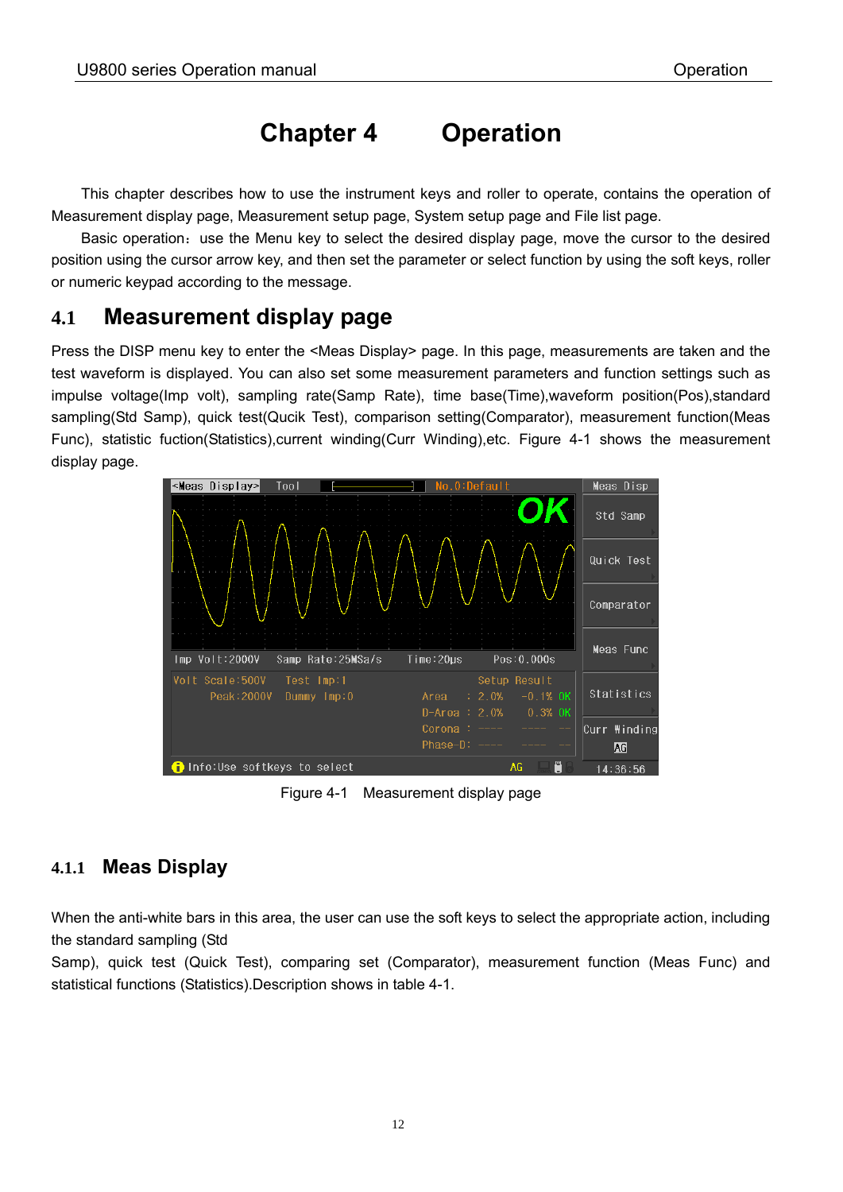# Chapter 4 Operation

This chapter describes how to use the instrument keys and roller to operate, contains the operation of Measurement display page, Measurement setup page, System setup page and File list page.

Basic operation：use the Menu key to select the desired display page, move the cursor to the desired position using the cursor arrow key, and then set the parameter or select function by using the soft keys, roller or numeric keypad according to the message.

## 4.1 Measurement display page

Press the DISP menu key to enter the <Meas Display> page. In this page, measurements are taken and the test waveform is displayed. You can also set some measurement parameters and function settings such as impulse voltage(Imp volt), sampling rate(Samp Rate), time base(Time),waveform position(Pos),standard sampling(Std Samp), quick test(Qucik Test), comparison setting(Comparator), measurement function(Meas Func), statistic fuction(Statistics),current winding(Curr Winding),etc. Figure 4-1 shows the measurement display page.

Figure 4-1 Measurement display page

### 4.1.1 Meas Display

When the anti-white bars in this area, the user can use the soft keys to select the appropriate action, including the standard sampling (Std

Samp), quick test (Quick Test), comparing set (Comparator), measurement function (Meas Func) and statistical functions (Statistics).Description shows in table 4-1.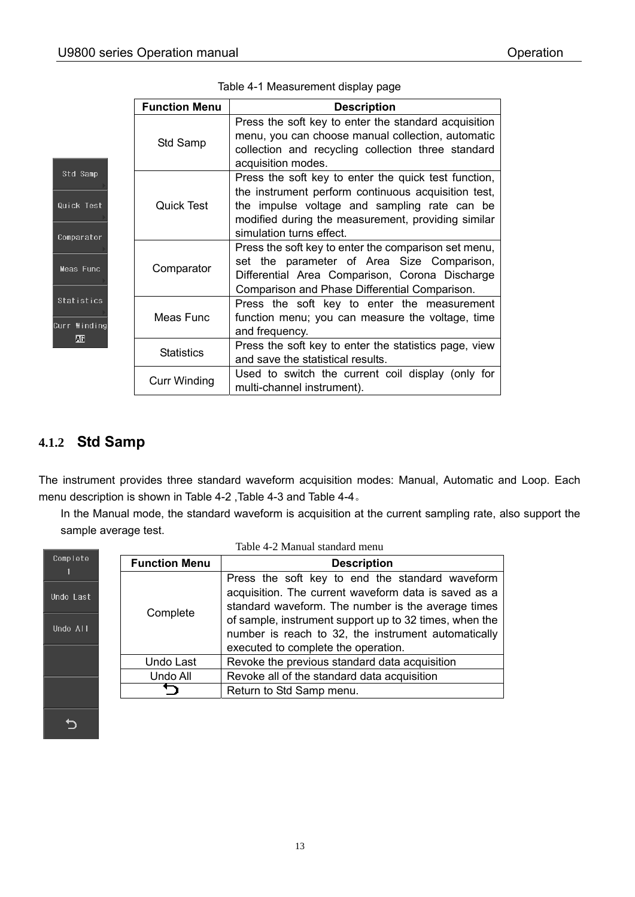Table 4-1 Measurement display page

| Function Menu | Description |
|---|---|
| Std Samp | Press the soft key to enter the standard acquisition menu, you can choose manual collection, automatic collection and recycling collection three standard acquisition modes. |
| Quick Test | Press the soft key to enter the quick test function, the instrument perform continuous acquisition test, the impulse voltage and sampling rate can be modified during the measurement, providing similar simulation turns effect. |
| Comparator | Press the soft key to enter the comparison set menu, set the parameter of Area Size Comparison, Differential Area Comparison, Corona Discharge Comparison and Phase Differential Comparison. |
| Meas Func | Press the soft key to enter the measurement function menu; you can measure the voltage, time and frequency. |
| Statistics | Press the soft key to enter the statistics page, view and save the statistical results. |
| Curr Winding | Used to switch the current coil display (only for multi-channel instrument). |

### 4.1.2 Std Samp

The instrument provides three standard waveform acquisition modes: Manual, Automatic and Loop. Each menu description is shown in Table 4-2 ,Table 4-3 and Table 4-4。

In the Manual mode, the standard waveform is acquisition at the current sampling rate, also support the sample average test.

Table 4-2 Manual standard menu

| Function Menu | Description |
|---|---|
| Complete | Press the soft key to end the standard waveform acquisition. The current waveform data is saved as a standard waveform. The number is the average times of sample, instrument support up to 32 times, when the number is reach to 32, the instrument automatically executed to complete the operation. |
| Undo Last | Revoke the previous standard data acquisition |
| Undo All | Revoke all of the standard data acquisition |
| ⮌ | Return to Std Samp menu. |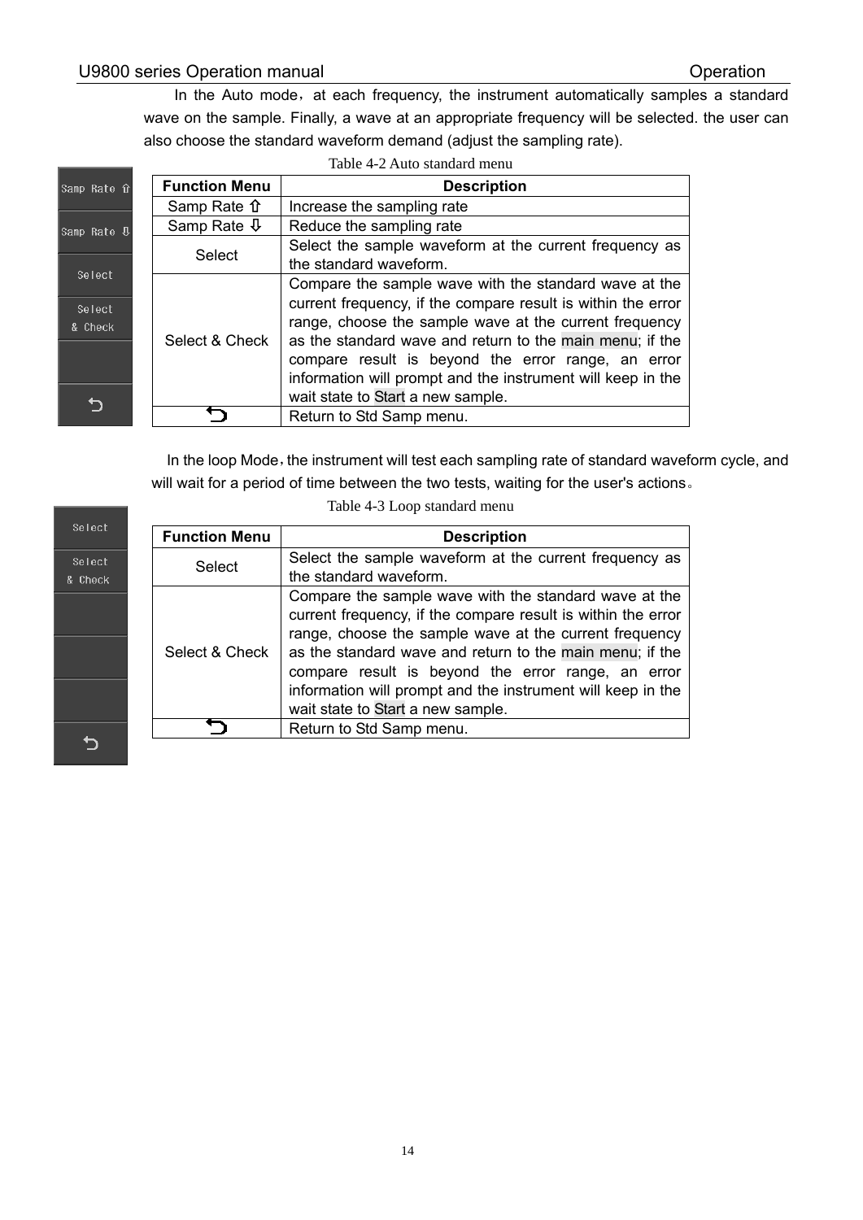In the Auto mode，at each frequency, the instrument automatically samples a standard wave on the sample. Finally, a wave at an appropriate frequency will be selected. the user can also choose the standard waveform demand (adjust the sampling rate).

Table 4-2 Auto standard menu

| Function Menu | Description |
|---|---|
| Samp Rate ⇧ | Increase the sampling rate |
| Samp Rate ⇩ | Reduce the sampling rate |
| Select | Select the sample waveform at the current frequency as the standard waveform. |
| Select & Check | Compare the sample wave with the standard wave at the current frequency, if the compare result is within the error range, choose the sample wave at the current frequency as the standard wave and return to the main menu; if the compare result is beyond the error range, an error information will prompt and the instrument will keep in the wait state to Start a new sample. |
| ⮌ | Return to Std Samp menu. |

In the loop Mode，the instrument will test each sampling rate of standard waveform cycle, and will wait for a period of time between the two tests, waiting for the user's actions。

Table 4-3 Loop standard menu

| Function Menu | Description |
|---|---|
| Select | Select the sample waveform at the current frequency as the standard waveform. |
| Select & Check | Compare the sample wave with the standard wave at the current frequency, if the compare result is within the error range, choose the sample wave at the current frequency as the standard wave and return to the main menu; if the compare result is beyond the error range, an error information will prompt and the instrument will keep in the wait state to Start a new sample. |
| ⮌ | Return to Std Samp menu. |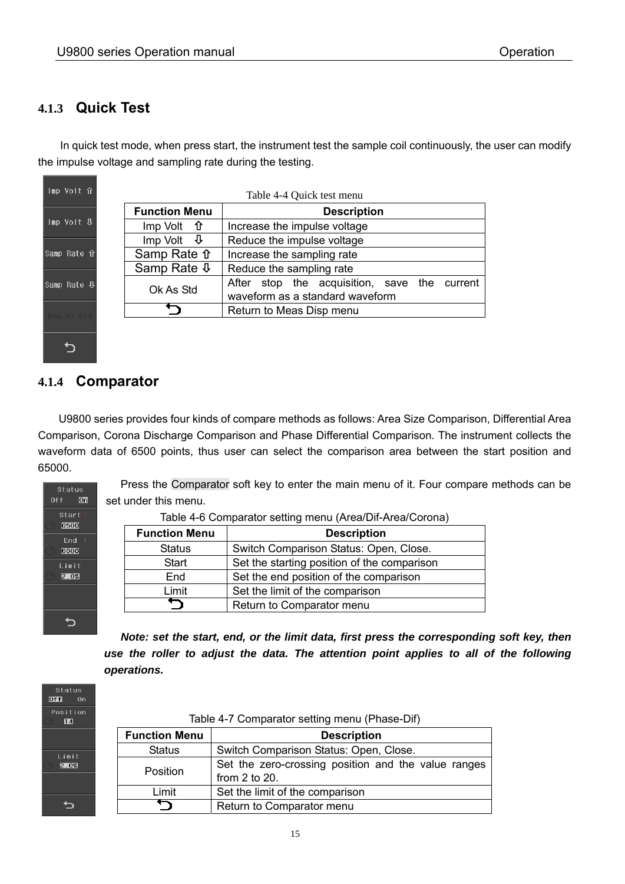### 4.1.3 Quick Test

In quick test mode, when press start, the instrument test the sample coil continuously, the user can modify the impulse voltage and sampling rate during the testing.

Table 4-4 Quick test menu

| Function Menu | Description |
|---|---|
| Imp Volt ⇧ | Increase the impulse voltage |
| Imp Volt ⇩ | Reduce the impulse voltage |
| Samp Rate ⇧ | Increase the sampling rate |
| Samp Rate ⇩ | Reduce the sampling rate |
| Ok As Std | After stop the acquisition, save the current waveform as a standard waveform |
| ⮌ | Return to Meas Disp menu |

### 4.1.4 Comparator

U9800 series provides four kinds of compare methods as follows: Area Size Comparison, Differential Area Comparison, Corona Discharge Comparison and Phase Differential Comparison. The instrument collects the waveform data of 6500 points, thus user can select the comparison area between the start position and 65000.

Press the Comparator soft key to enter the main menu of it. Four compare methods can be set under this menu.

Table 4-6 Comparator setting menu (Area/Dif-Area/Corona)

| Function Menu | Description |
|---|---|
| Status | Switch Comparison Status: Open, Close. |
| Start | Set the starting position of the comparison |
| End | Set the end position of the comparison |
| Limit | Set the limit of the comparison |
| ⮌ | Return to Comparator menu |

***Note: set the start, end, or the limit data, first press the corresponding soft key, then use the roller to adjust the data. The attention point applies to all of the following operations.***

Table 4-7 Comparator setting menu (Phase-Dif)

| Function Menu | Description |
|---|---|
| Status | Switch Comparison Status: Open, Close. |
| Position | Set the zero-crossing position and the value ranges from 2 to 20. |
| Limit | Set the limit of the comparison |
| ⮌ | Return to Comparator menu |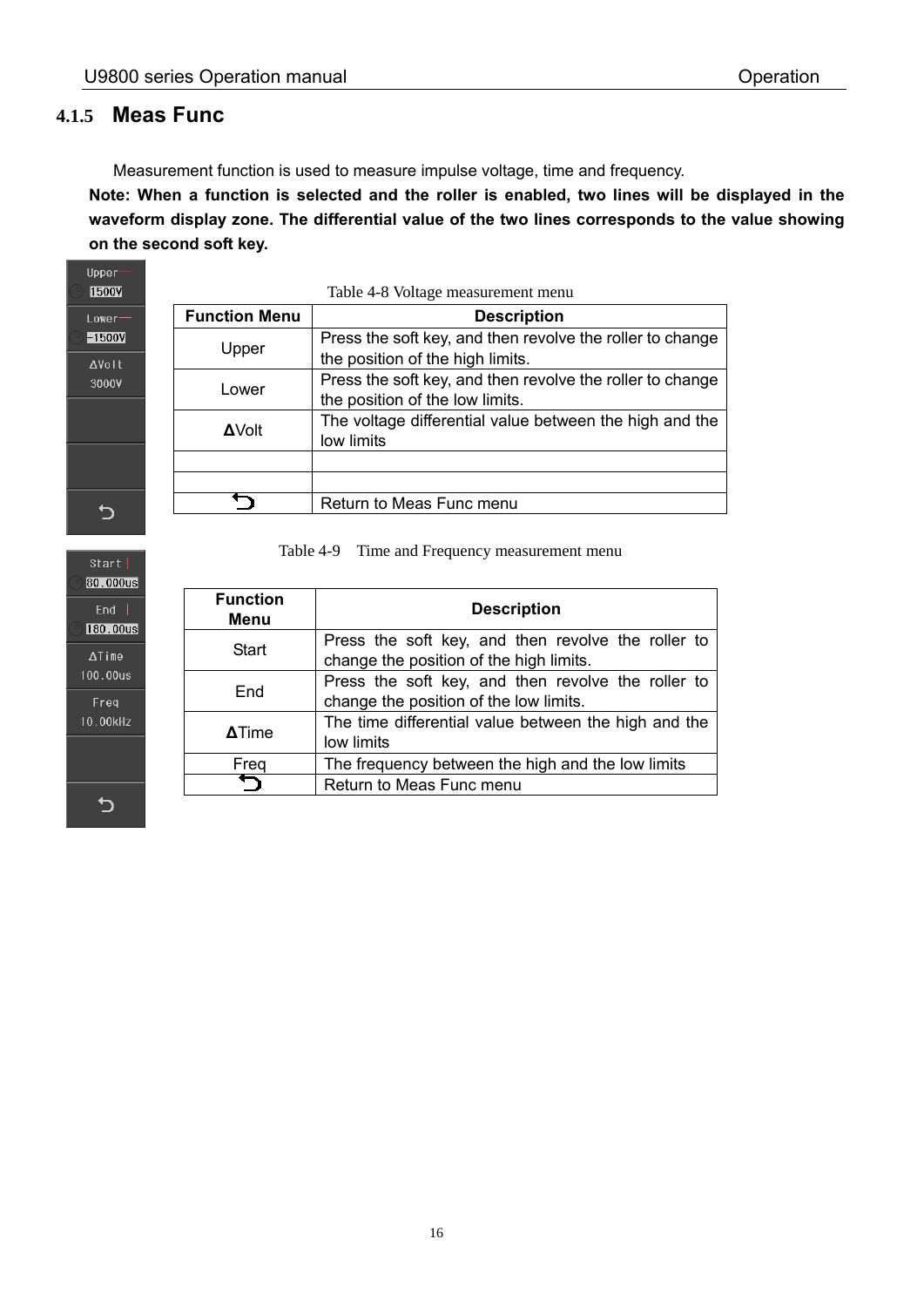### 4.1.5 Meas Func

Measurement function is used to measure impulse voltage, time and frequency.

**Note: When a function is selected and the roller is enabled, two lines will be displayed in the waveform display zone. The differential value of the two lines corresponds to the value showing on the second soft key.**

Table 4-8 Voltage measurement menu

| Function Menu | Description |
|---|---|
| Upper | Press the soft key, and then revolve the roller to change the position of the high limits. |
| Lower | Press the soft key, and then revolve the roller to change the position of the low limits. |
| **Δ**Volt | The voltage differential value between the high and the low limits |
| | |
| | |
| ⮌ | Return to Meas Func menu |

Table 4-9 Time and Frequency measurement menu

| Function Menu | Description |
|---|---|
| Start | Press the soft key, and then revolve the roller to change the position of the high limits. |
| End | Press the soft key, and then revolve the roller to change the position of the low limits. |
| **Δ**Time | The time differential value between the high and the low limits |
| Freq | The frequency between the high and the low limits |
| ⮌ | Return to Meas Func menu |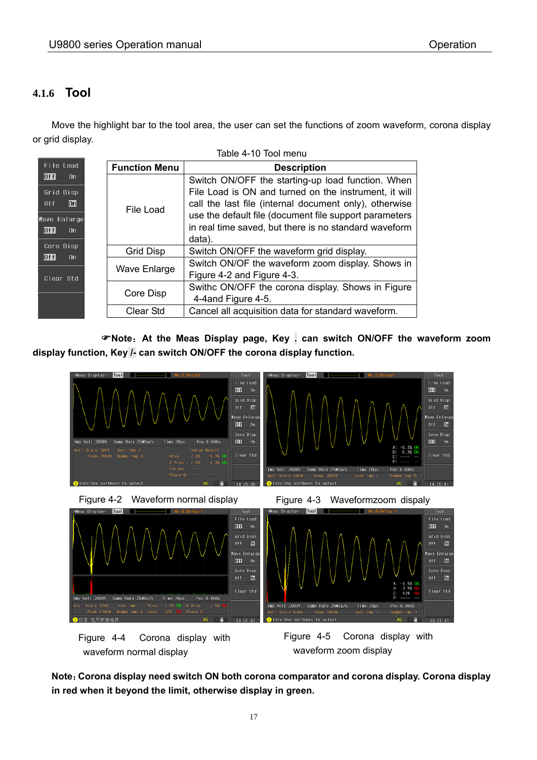### 4.1.6 Tool

Move the highlight bar to the tool area, the user can set the functions of zoom waveform, corona display or grid display.

Table 4-10 Tool menu

| Function Menu | Description |
|---|---|
| File Load | Switch ON/OFF the starting-up load function. When File Load is ON and turned on the instrument, it will call the last file (internal document only), otherwise use the default file (document file support parameters in real time saved, but there is no standard waveform data). |
| Grid Disp | Switch ON/OFF the waveform grid display. |
| Wave Enlarge | Switch ON/OF the waveform zoom display. Shows in Figure 4-2 and Figure 4-3. |
| Core Disp | Swithc ON/OFF the corona display. Shows in Figure 4-4and Figure 4-5. |
| Clear Std | Cancel all acquisition data for standard waveform. |

**☞Note：At the Meas Display page, Key . can switch ON/OFF the waveform zoom display function, Key /- can switch ON/OFF the corona display function.**

Figure 4-2 Waveform normal display

Figure 4-3 Waveformzoom dispaly

Figure 4-4 Corona display with waveform normal display

Figure 4-5 Corona display with waveform zoom display

**Note：Corona display need switch ON both corona comparator and corona display. Corona display in red when it beyond the limit, otherwise display in green.**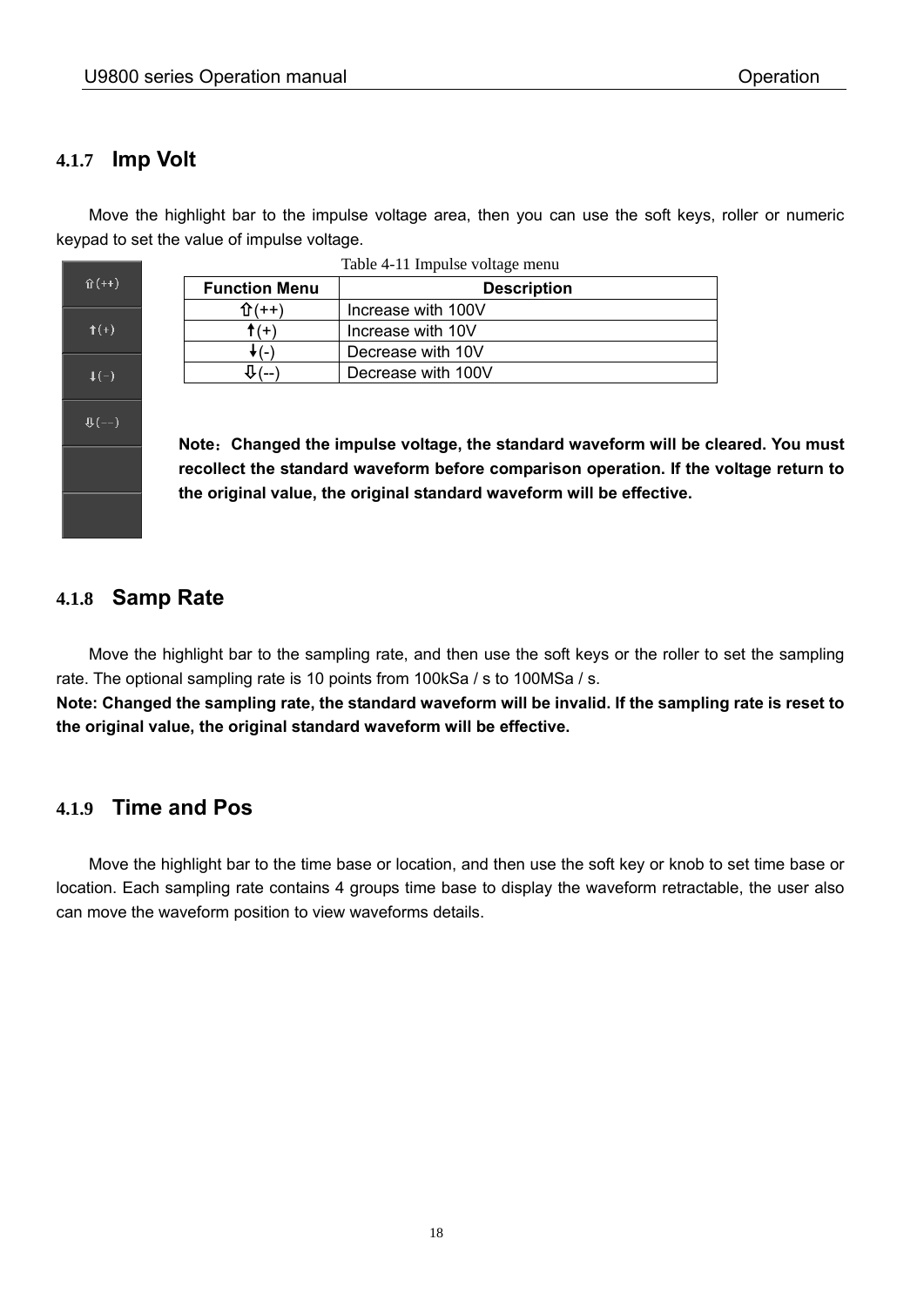### 4.1.7 Imp Volt

Move the highlight bar to the impulse voltage area, then you can use the soft keys, roller or numeric keypad to set the value of impulse voltage.

Table 4-11 Impulse voltage menu

| Function Menu | Description |
| --- | --- |
| ⇧(++) | Increase with 100V |
| ↑(+) | Increase with 10V |
| ↓(-) | Decrease with 10V |
| ⇩(--) | Decrease with 100V |

**Note：Changed the impulse voltage, the standard waveform will be cleared. You must recollect the standard waveform before comparison operation. If the voltage return to the original value, the original standard waveform will be effective.**

### 4.1.8 Samp Rate

Move the highlight bar to the sampling rate, and then use the soft keys or the roller to set the sampling rate. The optional sampling rate is 10 points from 100kSa / s to 100MSa / s.

**Note: Changed the sampling rate, the standard waveform will be invalid. If the sampling rate is reset to the original value, the original standard waveform will be effective.**

### 4.1.9 Time and Pos

Move the highlight bar to the time base or location, and then use the soft key or knob to set time base or location. Each sampling rate contains 4 groups time base to display the waveform retractable, the user also can move the waveform position to view waveforms details.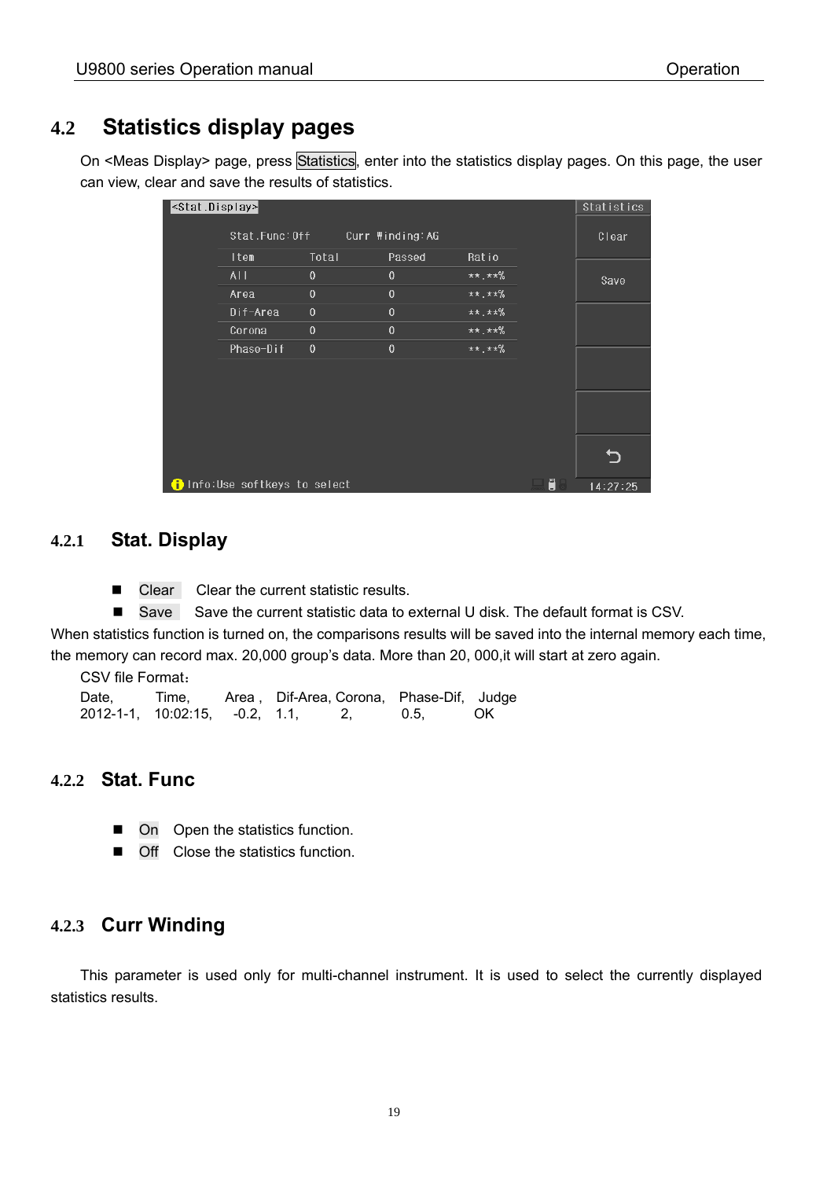## 4.2 Statistics display pages

On <Meas Display> page, press Statistics, enter into the statistics display pages. On this page, the user can view, clear and save the results of statistics.

### 4.2.1 Stat. Display

- Clear  Clear the current statistic results.
- Save  Save the current statistic data to external U disk. The default format is CSV.

When statistics function is turned on, the comparisons results will be saved into the internal memory each time, the memory can record max. 20,000 group's data. More than 20, 000,it will start at zero again.

CSV file Format：

| Date, | Time, | Area , | Dif-Area, | Corona, | Phase-Dif, | Judge |
|---|---|---|---|---|---|---|
| 2012-1-1, | 10:02:15, | -0.2, | 1.1, | 2, | 0.5, | OK |

### 4.2.2 Stat. Func

- On  Open the statistics function.
- Off  Close the statistics function.

### 4.2.3 Curr Winding

This parameter is used only for multi-channel instrument. It is used to select the currently displayed statistics results.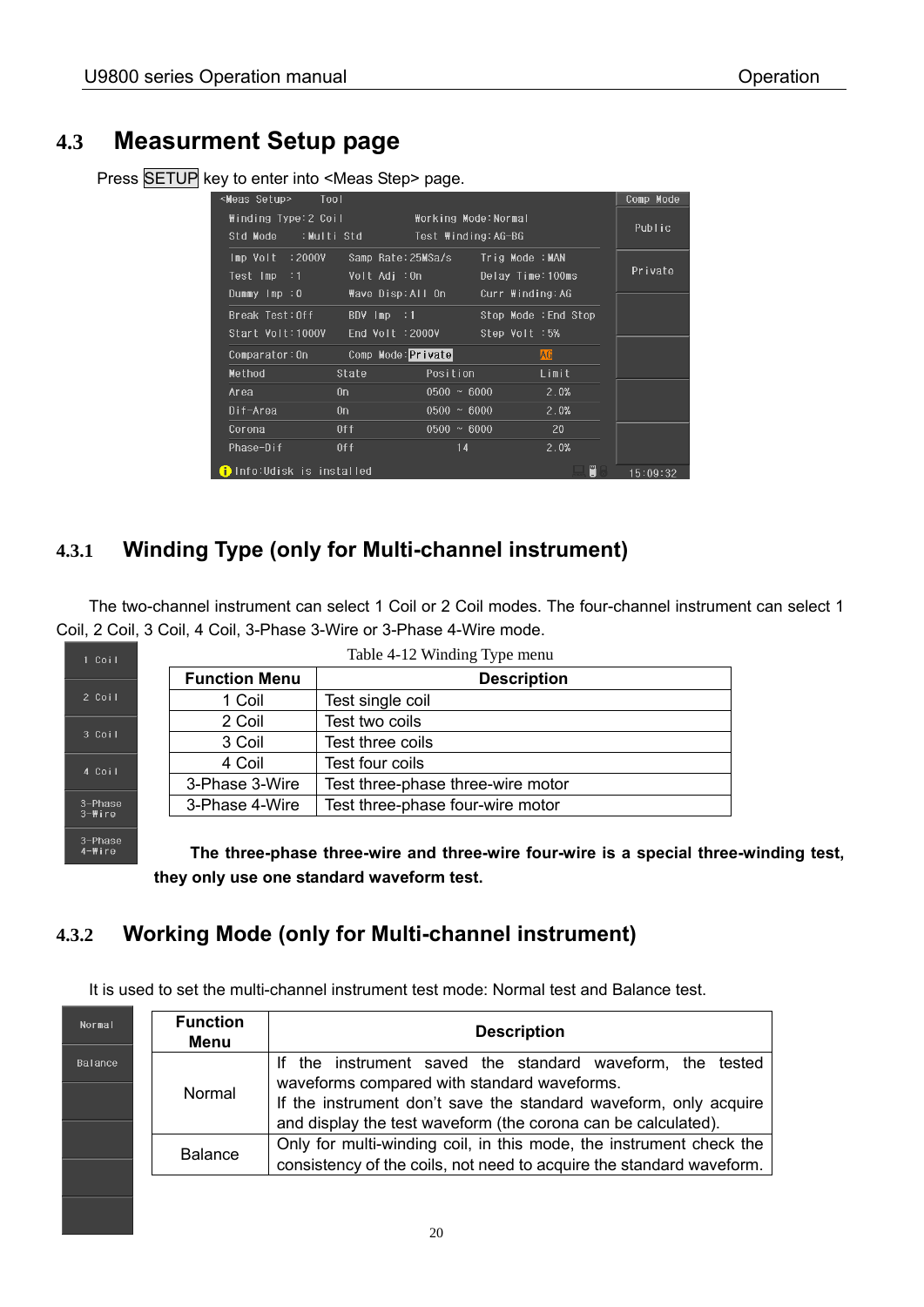## 4.3 Measurment Setup page

Press SETUP key to enter into <Meas Step> page.

```
<Meas Setup>    Tool                                          Comp Mode
Winding Type:2 Coil            Working Mode:Normal            Public
Std Mode    :Multi Std         Test Winding:AG-BG
Imp Volt   :2000V     Samp Rate:25MSa/s     Trig Mode  :MAN    Private
Test Imp   :1         Volt Adj  :On         Delay Time:100ms
Dummy Imp  :0         Wave Disp:All On      Curr Winding:AG
Break Test:Off        BDV Imp   :1          Stop Mode  :End Stop
Start Volt:1000V      End Volt  :2000V      Step Volt  :5%
Comparator:On         Comp Mode:Private                AG
Method        State        Position        Limit
Area          On           0500 ~ 6000     2.0%
Dif-Area      On           0500 ~ 6000     2.0%
Corona        Off          0500 ~ 6000     20
Phase-Dif     Off          14              2.0%
Info:Udisk is installed                                       15:09:32
```

### 4.3.1 Winding Type (only for Multi-channel instrument)

The two-channel instrument can select 1 Coil or 2 Coil modes. The four-channel instrument can select 1 Coil, 2 Coil, 3 Coil, 4 Coil, 3-Phase 3-Wire or 3-Phase 4-Wire mode.

Soft keys: 1 Coil, 2 Coil, 3 Coil, 4 Coil, 3-Phase 3-Wire, 3-Phase 4-Wire

Table 4-12 Winding Type menu

| Function Menu | Description |
|---|---|
| 1 Coil | Test single coil |
| 2 Coil | Test two coils |
| 3 Coil | Test three coils |
| 4 Coil | Test four coils |
| 3-Phase 3-Wire | Test three-phase three-wire motor |
| 3-Phase 4-Wire | Test three-phase four-wire motor |

**The three-phase three-wire and three-wire four-wire is a special three-winding test, they only use one standard waveform test.**

### 4.3.2 Working Mode (only for Multi-channel instrument)

It is used to set the multi-channel instrument test mode: Normal test and Balance test.

Soft keys: Normal, Balance

| Function Menu | Description |
|---|---|
| Normal | If the instrument saved the standard waveform, the tested waveforms compared with standard waveforms.<br>If the instrument don't save the standard waveform, only acquire and display the test waveform (the corona can be calculated). |
| Balance | Only for multi-winding coil, in this mode, the instrument check the consistency of the coils, not need to acquire the standard waveform. |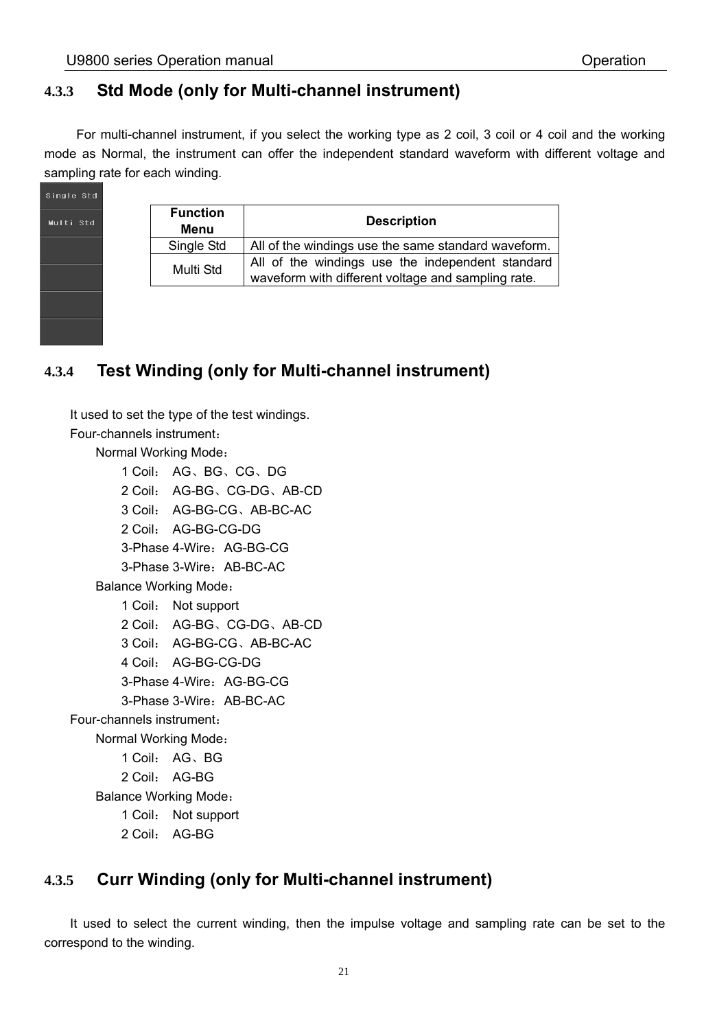### 4.3.3 Std Mode (only for Multi-channel instrument)

For multi-channel instrument, if you select the working type as 2 coil, 3 coil or 4 coil and the working mode as Normal, the instrument can offer the independent standard waveform with different voltage and sampling rate for each winding.

Single Std

Multi Std

| Function Menu | Description |
|---|---|
| Single Std | All of the windings use the same standard waveform. |
| Multi Std | All of the windings use the independent standard waveform with different voltage and sampling rate. |

### 4.3.4 Test Winding (only for Multi-channel instrument)

It used to set the type of the test windings.

Four-channels instrument：

- Normal Working Mode：
  - 1 Coil： AG、BG、CG、DG
  - 2 Coil： AG-BG、CG-DG、AB-CD
  - 3 Coil： AG-BG-CG、AB-BC-AC
  - 2 Coil： AG-BG-CG-DG
  - 3-Phase 4-Wire：AG-BG-CG
  - 3-Phase 3-Wire：AB-BC-AC
- Balance Working Mode：
  - 1 Coil： Not support
  - 2 Coil： AG-BG、CG-DG、AB-CD
  - 3 Coil： AG-BG-CG、AB-BC-AC
  - 4 Coil： AG-BG-CG-DG
  - 3-Phase 4-Wire：AG-BG-CG
  - 3-Phase 3-Wire：AB-BC-AC

Four-channels instrument：

- Normal Working Mode：
  - 1 Coil： AG、BG
  - 2 Coil： AG-BG
- Balance Working Mode：
  - 1 Coil： Not support
  - 2 Coil： AG-BG

### 4.3.5 Curr Winding (only for Multi-channel instrument)

It used to select the current winding, then the impulse voltage and sampling rate can be set to the correspond to the winding.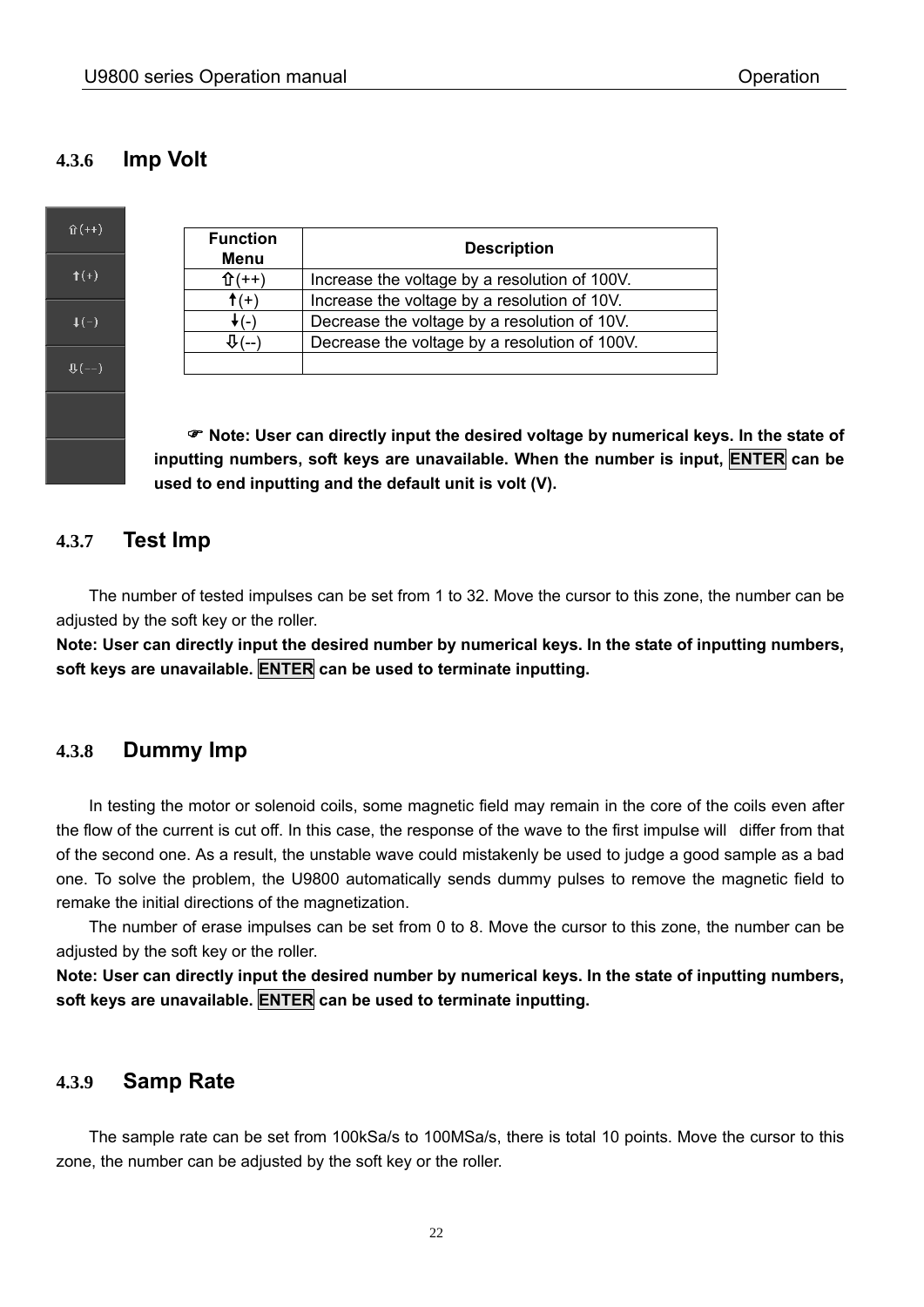### 4.3.6 Imp Volt

| Function Menu | Description |
| --- | --- |
| ⇧(++) | Increase the voltage by a resolution of 100V. |
| ↑(+) | Increase the voltage by a resolution of 10V. |
| ↓(-) | Decrease the voltage by a resolution of 10V. |
| ⇩(--) | Decrease the voltage by a resolution of 100V. |
| | |

☞ **Note: User can directly input the desired voltage by numerical keys. In the state of inputting numbers, soft keys are unavailable. When the number is input, ENTER can be used to end inputting and the default unit is volt (V).**

### 4.3.7 Test Imp

The number of tested impulses can be set from 1 to 32. Move the cursor to this zone, the number can be adjusted by the soft key or the roller.

**Note: User can directly input the desired number by numerical keys. In the state of inputting numbers, soft keys are unavailable. ENTER can be used to terminate inputting.**

### 4.3.8 Dummy Imp

In testing the motor or solenoid coils, some magnetic field may remain in the core of the coils even after the flow of the current is cut off. In this case, the response of the wave to the first impulse will differ from that of the second one. As a result, the unstable wave could mistakenly be used to judge a good sample as a bad one. To solve the problem, the U9800 automatically sends dummy pulses to remove the magnetic field to remake the initial directions of the magnetization.

The number of erase impulses can be set from 0 to 8. Move the cursor to this zone, the number can be adjusted by the soft key or the roller.

**Note: User can directly input the desired number by numerical keys. In the state of inputting numbers, soft keys are unavailable. ENTER can be used to terminate inputting.**

### 4.3.9 Samp Rate

The sample rate can be set from 100kSa/s to 100MSa/s, there is total 10 points. Move the cursor to this zone, the number can be adjusted by the soft key or the roller.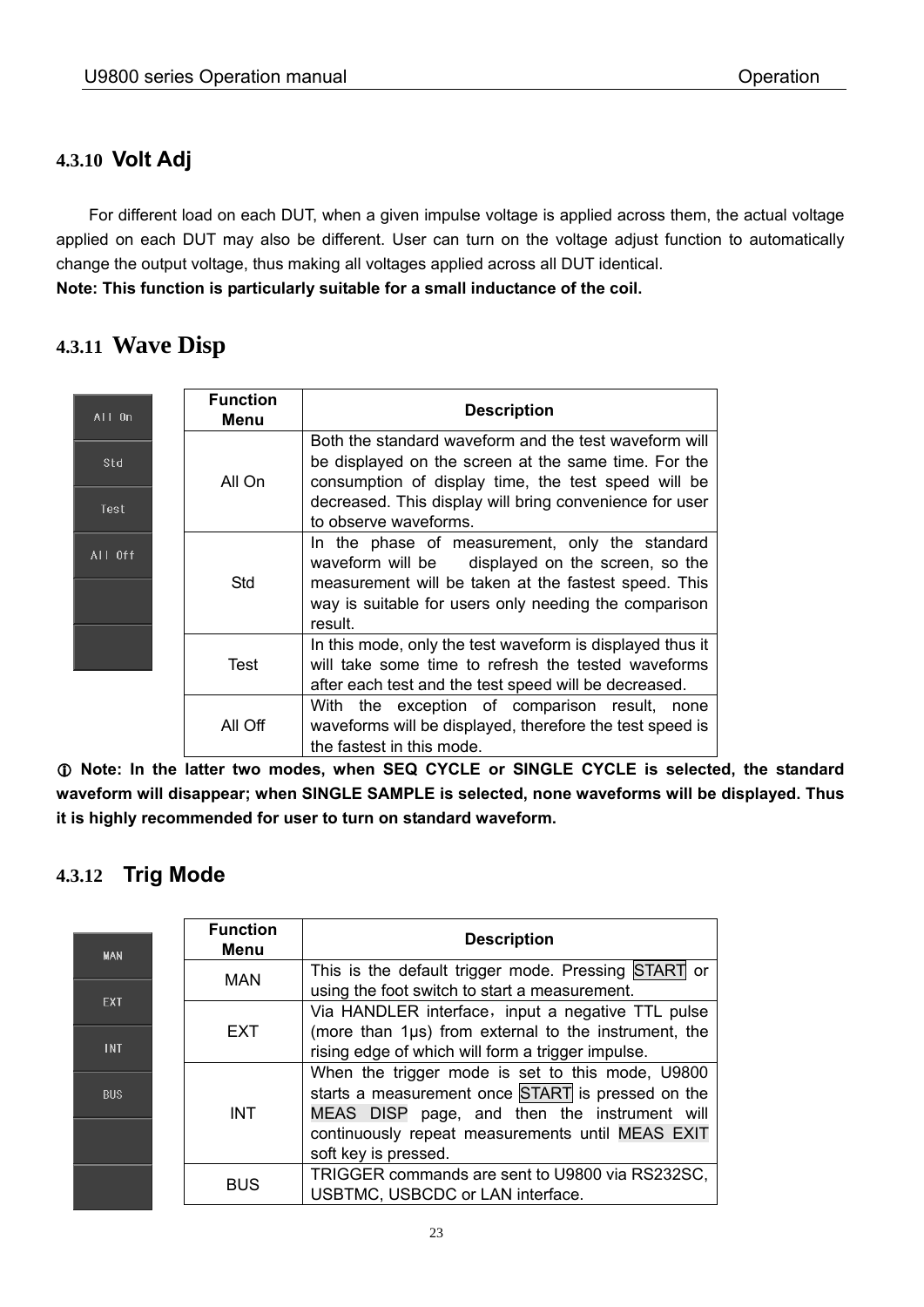### 4.3.10 Volt Adj

For different load on each DUT, when a given impulse voltage is applied across them, the actual voltage applied on each DUT may also be different. User can turn on the voltage adjust function to automatically change the output voltage, thus making all voltages applied across all DUT identical.

**Note: This function is particularly suitable for a small inductance of the coil.**

### 4.3.11 Wave Disp

| Function Menu | Description |
|---|---|
| All On | Both the standard waveform and the test waveform will be displayed on the screen at the same time. For the consumption of display time, the test speed will be decreased. This display will bring convenience for user to observe waveforms. |
| Std | In the phase of measurement, only the standard waveform will be displayed on the screen, so the measurement will be taken at the fastest speed. This way is suitable for users only needing the comparison result. |
| Test | In this mode, only the test waveform is displayed thus it will take some time to refresh the tested waveforms after each test and the test speed will be decreased. |
| All Off | With the exception of comparison result, none waveforms will be displayed, therefore the test speed is the fastest in this mode. |

**ⓘ Note: In the latter two modes, when SEQ CYCLE or SINGLE CYCLE is selected, the standard waveform will disappear; when SINGLE SAMPLE is selected, none waveforms will be displayed. Thus it is highly recommended for user to turn on standard waveform.**

### 4.3.12 Trig Mode

| Function Menu | Description |
|---|---|
| MAN | This is the default trigger mode. Pressing START or using the foot switch to start a measurement. |
| EXT | Via HANDLER interface，input a negative TTL pulse (more than 1μs) from external to the instrument, the rising edge of which will form a trigger impulse. |
| INT | When the trigger mode is set to this mode, U9800 starts a measurement once START is pressed on the MEAS DISP page, and then the instrument will continuously repeat measurements until MEAS EXIT soft key is pressed. |
| BUS | TRIGGER commands are sent to U9800 via RS232SC, USBTMC, USBCDC or LAN interface. |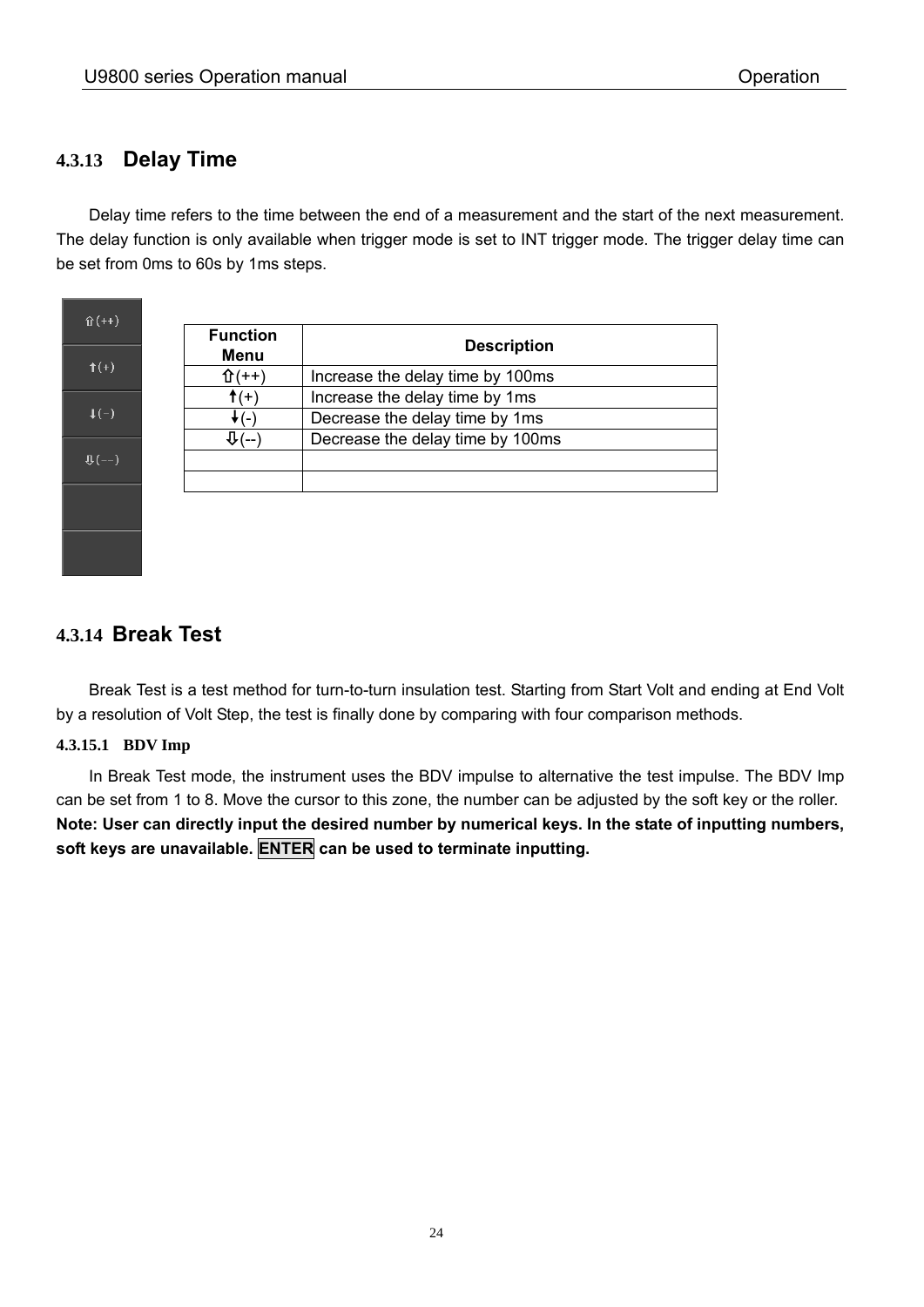## 4.3.13 Delay Time

Delay time refers to the time between the end of a measurement and the start of the next measurement. The delay function is only available when trigger mode is set to INT trigger mode. The trigger delay time can be set from 0ms to 60s by 1ms steps.

| Function Menu | Description |
| --- | --- |
| ⇧(++) | Increase the delay time by 100ms |
| ↑(+) | Increase the delay time by 1ms |
| ↓(-) | Decrease the delay time by 1ms |
| ⇩(--) | Decrease the delay time by 100ms |
| | |
| | |

## 4.3.14 Break Test

Break Test is a test method for turn-to-turn insulation test. Starting from Start Volt and ending at End Volt by a resolution of Volt Step, the test is finally done by comparing with four comparison methods.

### 4.3.15.1 BDV Imp

In Break Test mode, the instrument uses the BDV impulse to alternative the test impulse. The BDV Imp can be set from 1 to 8. Move the cursor to this zone, the number can be adjusted by the soft key or the roller. **Note: User can directly input the desired number by numerical keys. In the state of inputting numbers, soft keys are unavailable. ENTER can be used to terminate inputting.**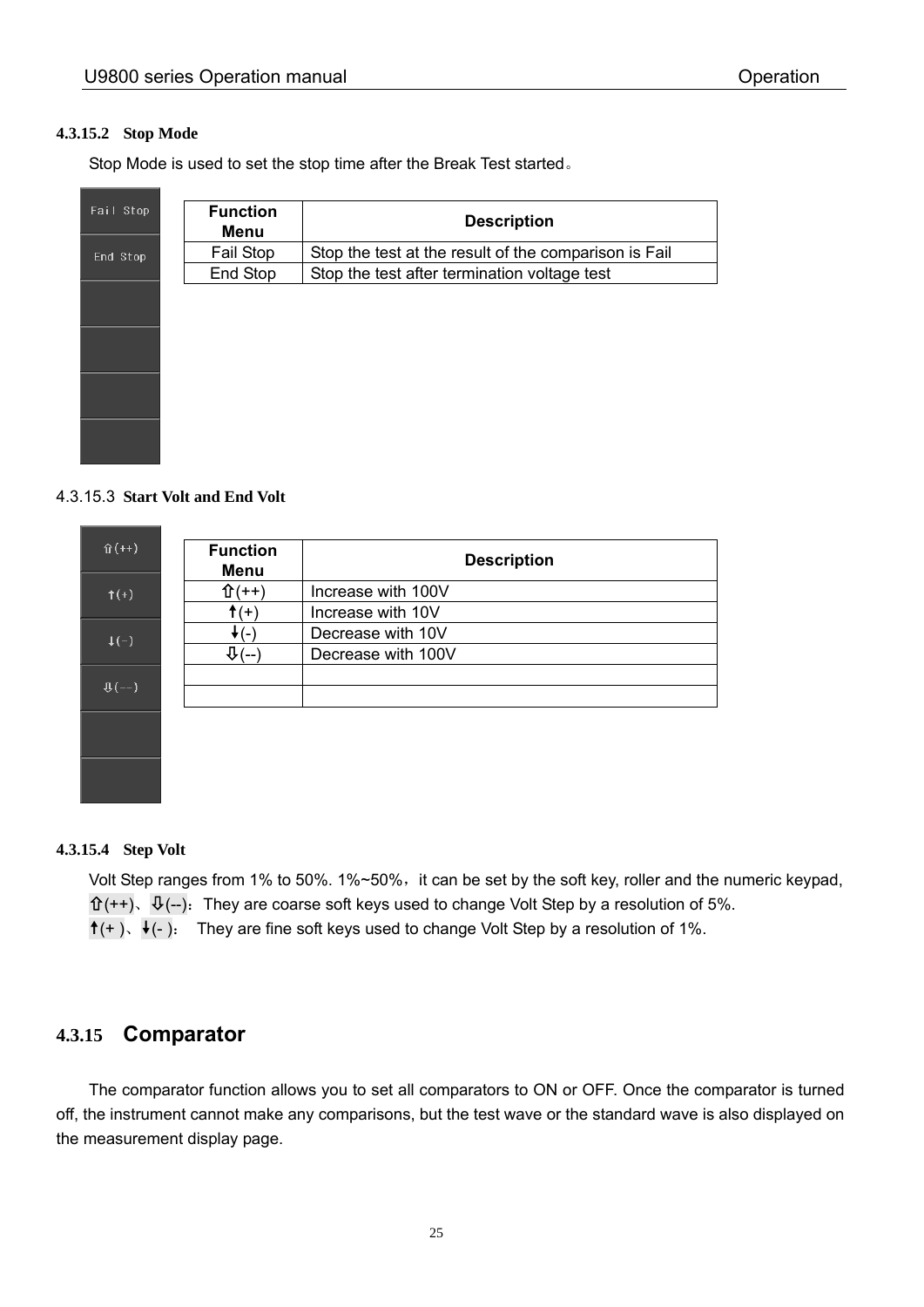#### 4.3.15.2 Stop Mode

Stop Mode is used to set the stop time after the Break Test started。

| Function Menu | Description |
| --- | --- |
| Fail Stop | Stop the test at the result of the comparison is Fail |
| End Stop | Stop the test after termination voltage test |

#### 4.3.15.3 Start Volt and End Volt

| Function Menu | Description |
| --- | --- |
| ⇧(++) | Increase with 100V |
| ↑(+) | Increase with 10V |
| ↓(-) | Decrease with 10V |
| ⇩(--) | Decrease with 100V |
| | |
| | |

#### 4.3.15.4 Step Volt

Volt Step ranges from 1% to 50%. 1%~50%，it can be set by the soft key, roller and the numeric keypad,

⇧(++)、⇩(--)：They are coarse soft keys used to change Volt Step by a resolution of 5%.

↑(+ )、↓(- )： They are fine soft keys used to change Volt Step by a resolution of 1%.

### 4.3.15 Comparator

The comparator function allows you to set all comparators to ON or OFF. Once the comparator is turned off, the instrument cannot make any comparisons, but the test wave or the standard wave is also displayed on the measurement display page.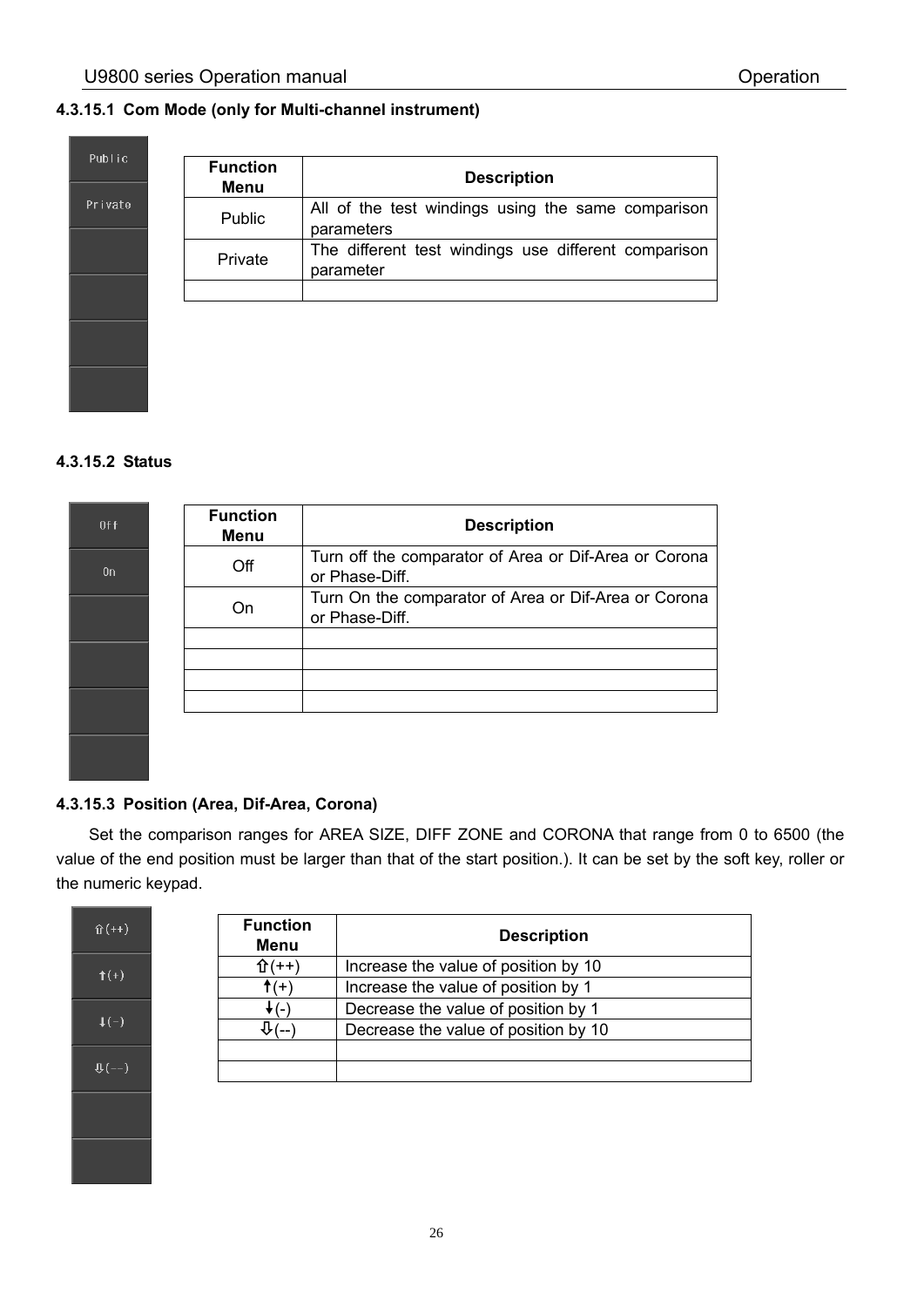#### 4.3.15.1 Com Mode (only for Multi-channel instrument)

| Function Menu | Description |
|---|---|
| Public | All of the test windings using the same comparison parameters |
| Private | The different test windings use different comparison parameter |
| | |

#### 4.3.15.2 Status

| Function Menu | Description |
|---|---|
| Off | Turn off the comparator of Area or Dif-Area or Corona or Phase-Diff. |
| On | Turn On the comparator of Area or Dif-Area or Corona or Phase-Diff. |
| | |
| | |
| | |
| | |

#### 4.3.15.3 Position (Area, Dif-Area, Corona)

Set the comparison ranges for AREA SIZE, DIFF ZONE and CORONA that range from 0 to 6500 (the value of the end position must be larger than that of the start position.). It can be set by the soft key, roller or the numeric keypad.

| Function Menu | Description |
|---|---|
| ⇧(++) | Increase the value of position by 10 |
| ↑(+) | Increase the value of position by 1 |
| ↓(-) | Decrease the value of position by 1 |
| ⇩(--) | Decrease the value of position by 10 |
| | |
| | |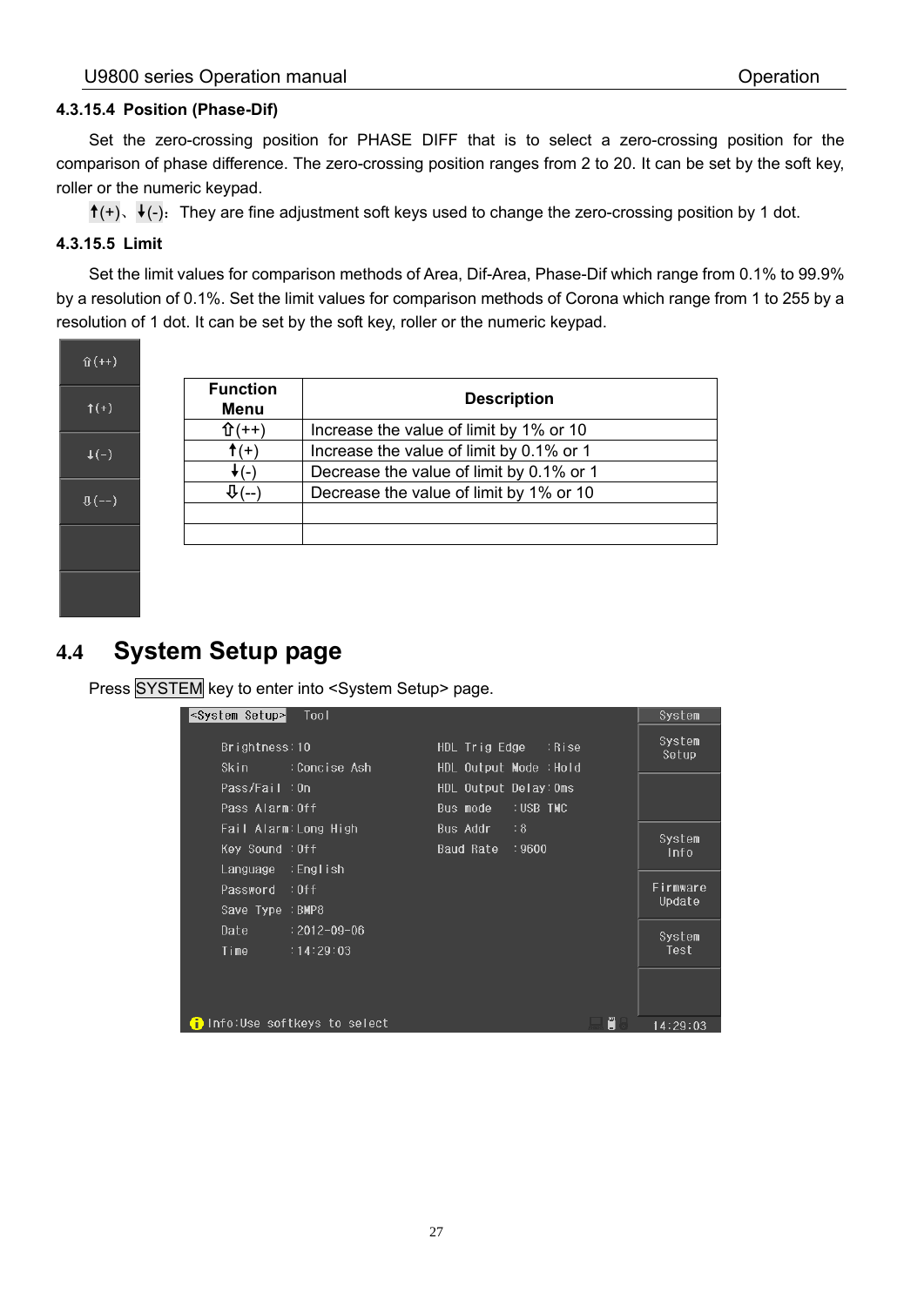#### 4.3.15.4 Position (Phase-Dif)

Set the zero-crossing position for PHASE DIFF that is to select a zero-crossing position for the comparison of phase difference. The zero-crossing position ranges from 2 to 20. It can be set by the soft key, roller or the numeric keypad.

🠅(+)、🠇(-): They are fine adjustment soft keys used to change the zero-crossing position by 1 dot.

#### 4.3.15.5 Limit

Set the limit values for comparison methods of Area, Dif-Area, Phase-Dif which range from 0.1% to 99.9% by a resolution of 0.1%. Set the limit values for comparison methods of Corona which range from 1 to 255 by a resolution of 1 dot. It can be set by the soft key, roller or the numeric keypad.

| Function Menu | Description |
|---|---|
| ⇧(++) | Increase the value of limit by 1% or 10 |
| 🠅(+) | Increase the value of limit by 0.1% or 1 |
| 🠇(-) | Decrease the value of limit by 0.1% or 1 |
| ⇩(--) | Decrease the value of limit by 1% or 10 |
| | |
| | |

## 4.4 System Setup page

Press SYSTEM key to enter into <System Setup> page.

```
<System Setup>  Tool                                              System

  Brightness:10                 HDL Trig Edge    :Rise            System
  Skin      :Concise Ash        HDL Output Mode  :Hold            Setup
  Pass/Fail :On                 HDL Output Delay:0ms
  Pass Alarm:Off                Bus mode     :USB TMC
  Fail Alarm:Long High          Bus Addr     :8                   System
  Key Sound :Off                Baud Rate    :9600                Info
  Language  :English
  Password  :Off                                                  Firmware
  Save Type :BMP8                                                 Update
  Date      :2012-09-06
  Time      :14:29:03                                             System
                                                                  Test

Info:Use softkeys to select                                       14:29:03
```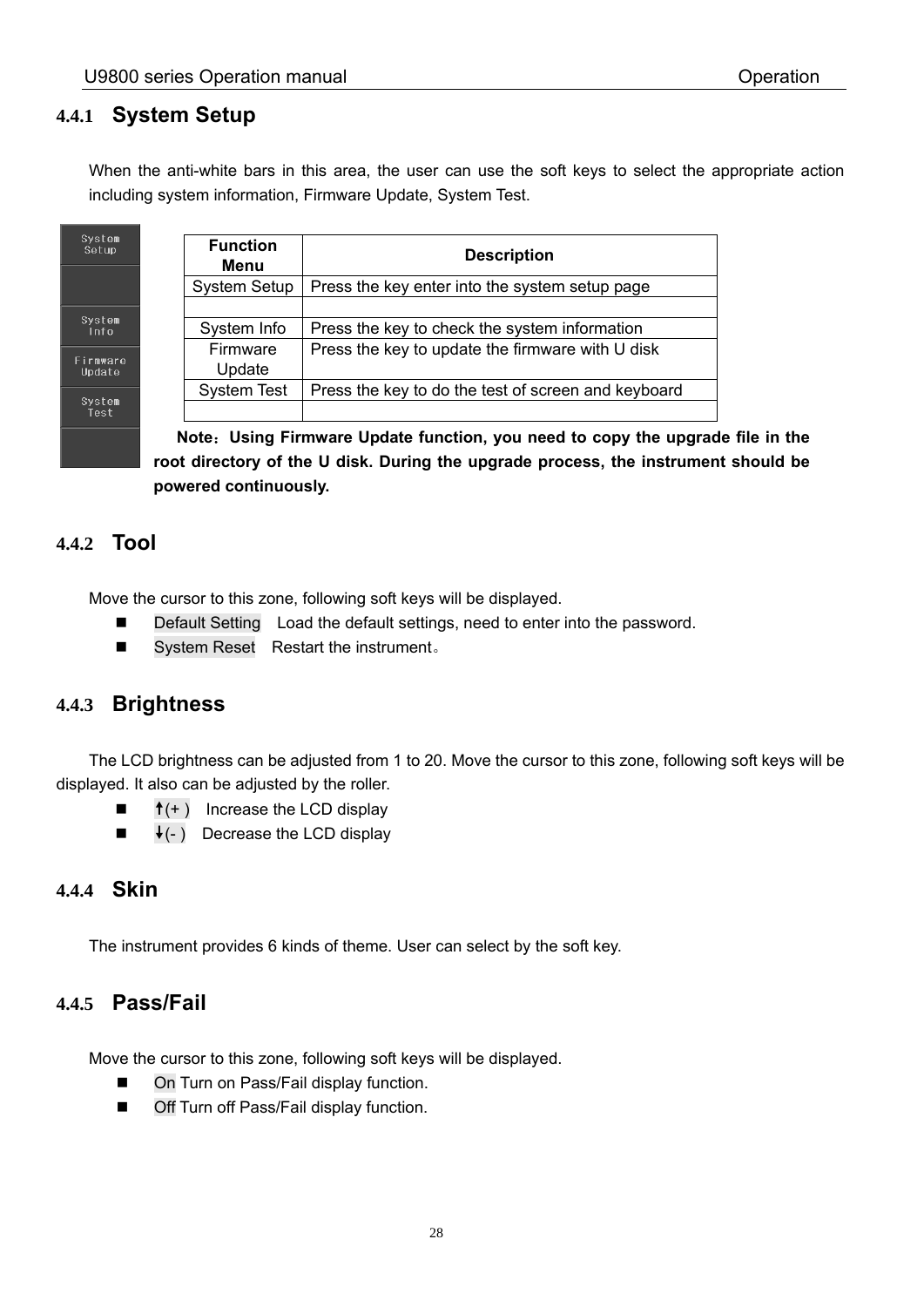### 4.4.1 System Setup

When the anti-white bars in this area, the user can use the soft keys to select the appropriate action including system information, Firmware Update, System Test.

| Function Menu | Description |
|---|---|
| System Setup | Press the key enter into the system setup page |
| | |
| System Info | Press the key to check the system information |
| Firmware Update | Press the key to update the firmware with U disk |
| System Test | Press the key to do the test of screen and keyboard |
| | |

**Note：Using Firmware Update function, you need to copy the upgrade file in the root directory of the U disk. During the upgrade process, the instrument should be powered continuously.**

### 4.4.2 Tool

Move the cursor to this zone, following soft keys will be displayed.

- Default Setting  Load the default settings, need to enter into the password.
- System Reset  Restart the instrument。

### 4.4.3 Brightness

The LCD brightness can be adjusted from 1 to 20. Move the cursor to this zone, following soft keys will be displayed. It also can be adjusted by the roller.

- ↑(+ )  Increase the LCD display
- ↓(- )  Decrease the LCD display

### 4.4.4 Skin

The instrument provides 6 kinds of theme. User can select by the soft key.

### 4.4.5 Pass/Fail

Move the cursor to this zone, following soft keys will be displayed.

- On Turn on Pass/Fail display function.
- Off Turn off Pass/Fail display function.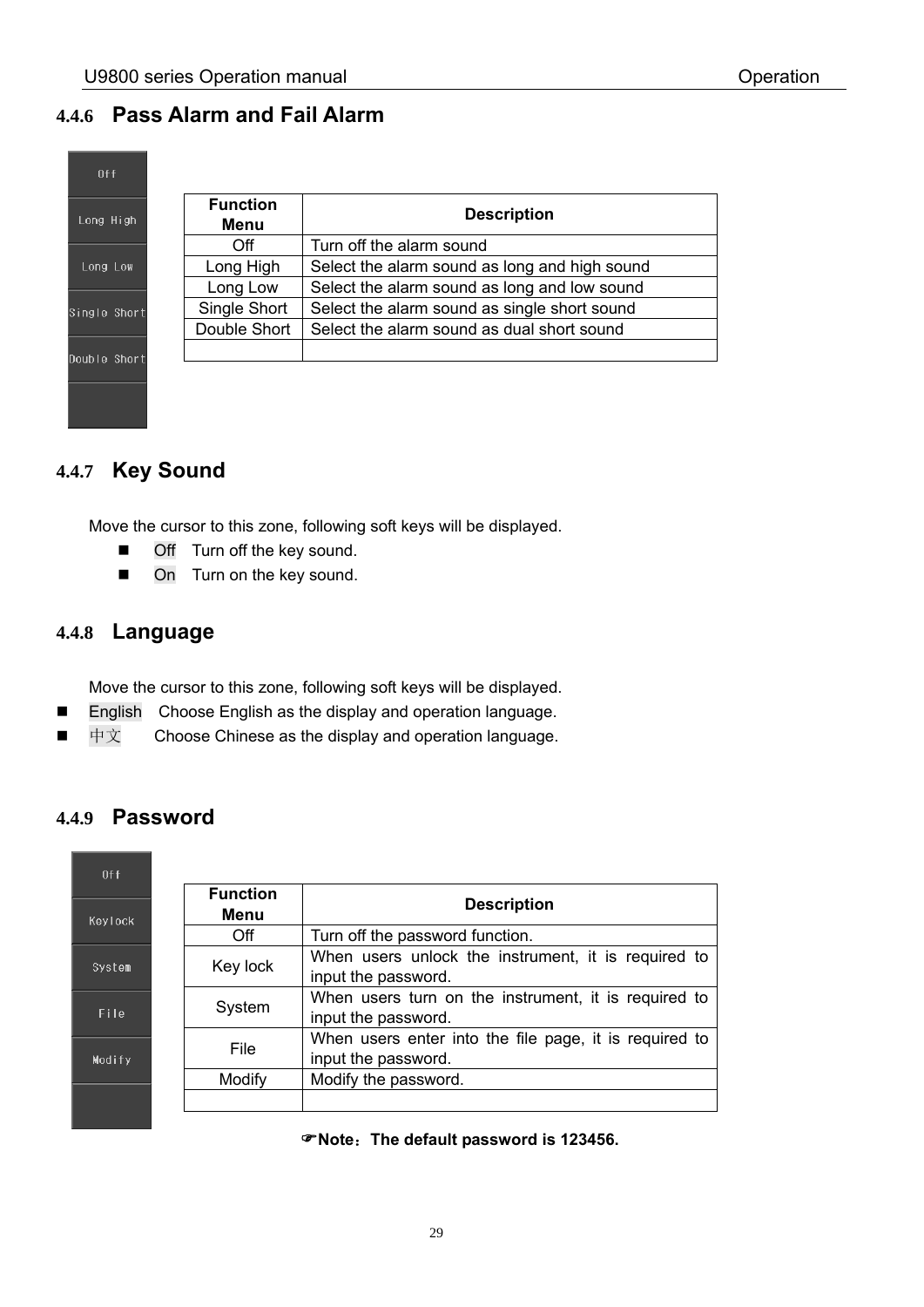### 4.4.6 Pass Alarm and Fail Alarm

| Function Menu | Description |
|---|---|
| Off | Turn off the alarm sound |
| Long High | Select the alarm sound as long and high sound |
| Long Low | Select the alarm sound as long and low sound |
| Single Short | Select the alarm sound as single short sound |
| Double Short | Select the alarm sound as dual short sound |
| | |

### 4.4.7 Key Sound

Move the cursor to this zone, following soft keys will be displayed.

- Off Turn off the key sound.
- On Turn on the key sound.

### 4.4.8 Language

Move the cursor to this zone, following soft keys will be displayed.

- English Choose English as the display and operation language.
- 中文 Choose Chinese as the display and operation language.

### 4.4.9 Password

| Function Menu | Description |
|---|---|
| Off | Turn off the password function. |
| Key lock | When users unlock the instrument, it is required to input the password. |
| System | When users turn on the instrument, it is required to input the password. |
| File | When users enter into the file page, it is required to input the password. |
| Modify | Modify the password. |
| | |

**☞Note：The default password is 123456.**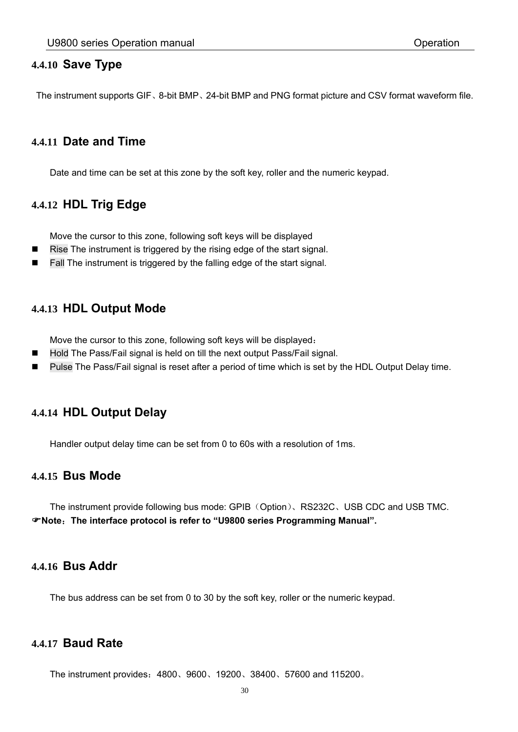### 4.4.10 Save Type

The instrument supports GIF、8-bit BMP、24-bit BMP and PNG format picture and CSV format waveform file.

### 4.4.11 Date and Time

Date and time can be set at this zone by the soft key, roller and the numeric keypad.

### 4.4.12 HDL Trig Edge

Move the cursor to this zone, following soft keys will be displayed

- Rise The instrument is triggered by the rising edge of the start signal.
- Fall The instrument is triggered by the falling edge of the start signal.

### 4.4.13 HDL Output Mode

Move the cursor to this zone, following soft keys will be displayed：

- Hold The Pass/Fail signal is held on till the next output Pass/Fail signal.
- Pulse The Pass/Fail signal is reset after a period of time which is set by the HDL Output Delay time.

### 4.4.14 HDL Output Delay

Handler output delay time can be set from 0 to 60s with a resolution of 1ms.

### 4.4.15 Bus Mode

The instrument provide following bus mode: GPIB（Option）、RS232C、USB CDC and USB TMC.

☞**Note：The interface protocol is refer to “U9800 series Programming Manual”.**

### 4.4.16 Bus Addr

The bus address can be set from 0 to 30 by the soft key, roller or the numeric keypad.

### 4.4.17 Baud Rate

The instrument provides：4800、9600、19200、38400、57600 and 115200。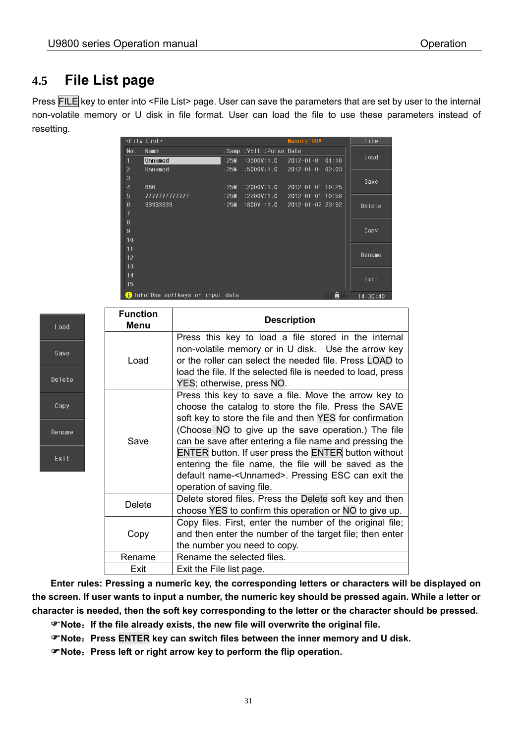## 4.5 File List page

Press FILE key to enter into <File List> page. User can save the parameters that are set by user to the internal non-volatile memory or U disk in file format. User can load the file to use these parameters instead of resetting.

| Function Menu | Description |
|---|---|
| Load | Press this key to load a file stored in the internal non-volatile memory or in U disk. Use the arrow key or the roller can select the needed file. Press LOAD to load the file. If the selected file is needed to load, press YES; otherwise, press NO. |
| Save | Press this key to save a file. Move the arrow key to choose the catalog to store the file. Press the SAVE soft key to store the file and then YES for confirmation (Choose NO to give up the save operation.) The file can be save after entering a file name and pressing the ENTER button. If user press the ENTER button without entering the file name, the file will be saved as the default name-<Unnamed>. Pressing ESC can exit the operation of saving file. |
| Delete | Delete stored files. Press the Delete soft key and then choose YES to confirm this operation or NO to give up. |
| Copy | Copy files. First, enter the number of the original file; and then enter the number of the target file; then enter the number you need to copy. |
| Rename | Rename the selected files. |
| Exit | Exit the File list page. |

**Enter rules: Pressing a numeric key, the corresponding letters or characters will be displayed on the screen. If user wants to input a number, the numeric key should be pressed again. While a letter or character is needed, then the soft key corresponding to the letter or the character should be pressed.**

☞**Note：If the file already exists, the new file will overwrite the original file.**

☞**Note：Press ENTER key can switch files between the inner memory and U disk.**

☞**Note：Press left or right arrow key to perform the flip operation.**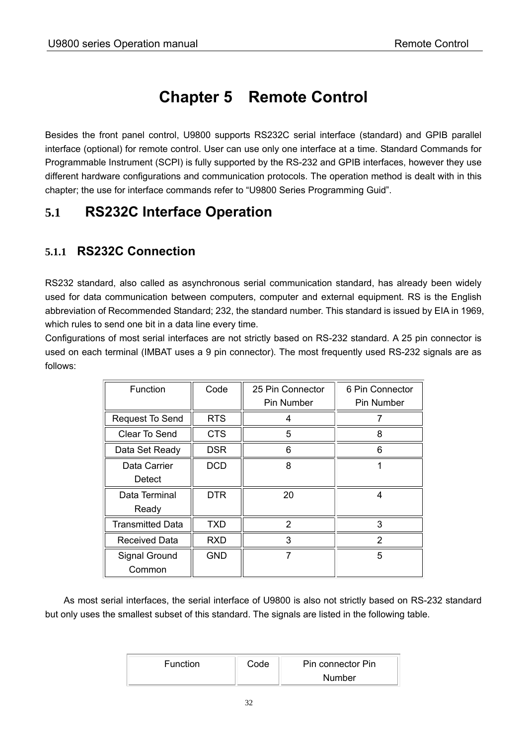# Chapter 5 Remote Control

Besides the front panel control, U9800 supports RS232C serial interface (standard) and GPIB parallel interface (optional) for remote control. User can use only one interface at a time. Standard Commands for Programmable Instrument (SCPI) is fully supported by the RS-232 and GPIB interfaces, however they use different hardware configurations and communication protocols. The operation method is dealt with in this chapter; the use for interface commands refer to "U9800 Series Programming Guid".

## 5.1 RS232C Interface Operation

### 5.1.1 RS232C Connection

RS232 standard, also called as asynchronous serial communication standard, has already been widely used for data communication between computers, computer and external equipment. RS is the English abbreviation of Recommended Standard; 232, the standard number. This standard is issued by EIA in 1969, which rules to send one bit in a data line every time.

Configurations of most serial interfaces are not strictly based on RS-232 standard. A 25 pin connector is used on each terminal (IMBAT uses a 9 pin connector). The most frequently used RS-232 signals are as follows:

| Function | Code | 25 Pin Connector Pin Number | 6 Pin Connector Pin Number |
|---|---|---|---|
| Request To Send | RTS | 4 | 7 |
| Clear To Send | CTS | 5 | 8 |
| Data Set Ready | DSR | 6 | 6 |
| Data Carrier Detect | DCD | 8 | 1 |
| Data Terminal Ready | DTR | 20 | 4 |
| Transmitted Data | TXD | 2 | 3 |
| Received Data | RXD | 3 | 2 |
| Signal Ground Common | GND | 7 | 5 |

As most serial interfaces, the serial interface of U9800 is also not strictly based on RS-232 standard but only uses the smallest subset of this standard. The signals are listed in the following table.

| Function | Code | Pin connector Pin Number |
|---|---|---|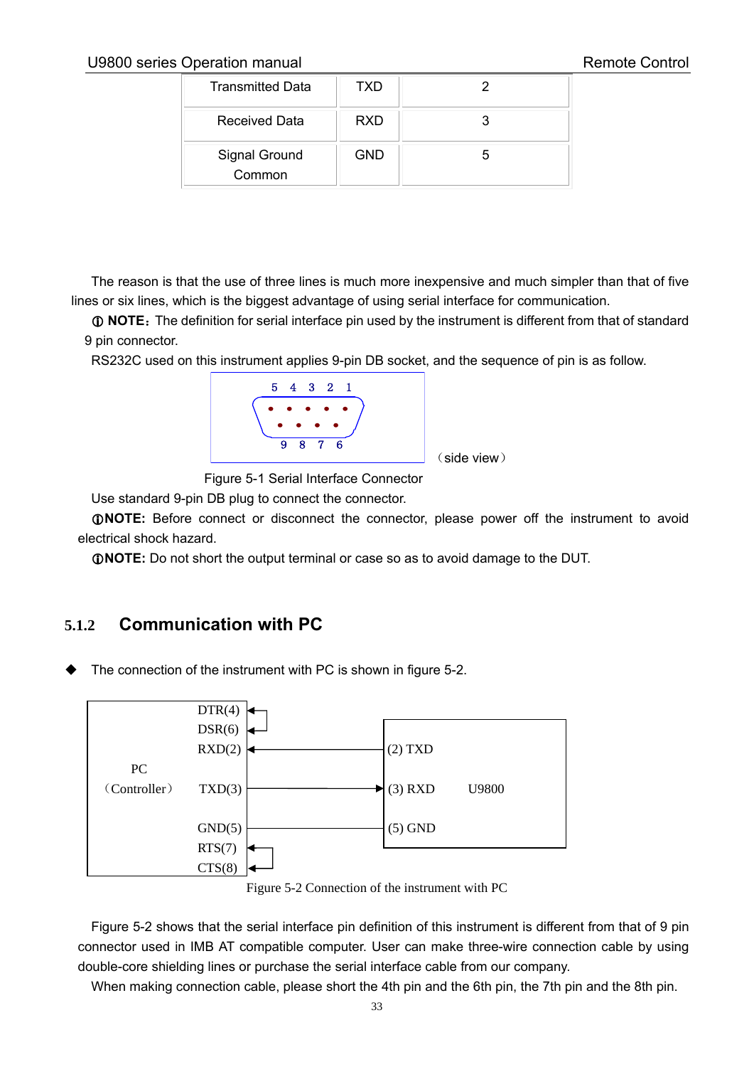| Transmitted Data | TXD | 2 |
|---|---|---|
| Received Data | RXD | 3 |
| Signal Ground Common | GND | 5 |

The reason is that the use of three lines is much more inexpensive and much simpler than that of five lines or six lines, which is the biggest advantage of using serial interface for communication.

ⓘ **NOTE**：The definition for serial interface pin used by the instrument is different from that of standard 9 pin connector.

RS232C used on this instrument applies 9-pin DB socket, and the sequence of pin is as follow.

（side view）

Figure 5-1 Serial Interface Connector

Use standard 9-pin DB plug to connect the connector.

ⓘ**NOTE:** Before connect or disconnect the connector, please power off the instrument to avoid electrical shock hazard.

ⓘ**NOTE:** Do not short the output terminal or case so as to avoid damage to the DUT.

### 5.1.2 Communication with PC

- The connection of the instrument with PC is shown in figure 5-2.

Figure 5-2 Connection of the instrument with PC

Figure 5-2 shows that the serial interface pin definition of this instrument is different from that of 9 pin connector used in IMB AT compatible computer. User can make three-wire connection cable by using double-core shielding lines or purchase the serial interface cable from our company.

When making connection cable, please short the 4th pin and the 6th pin, the 7th pin and the 8th pin.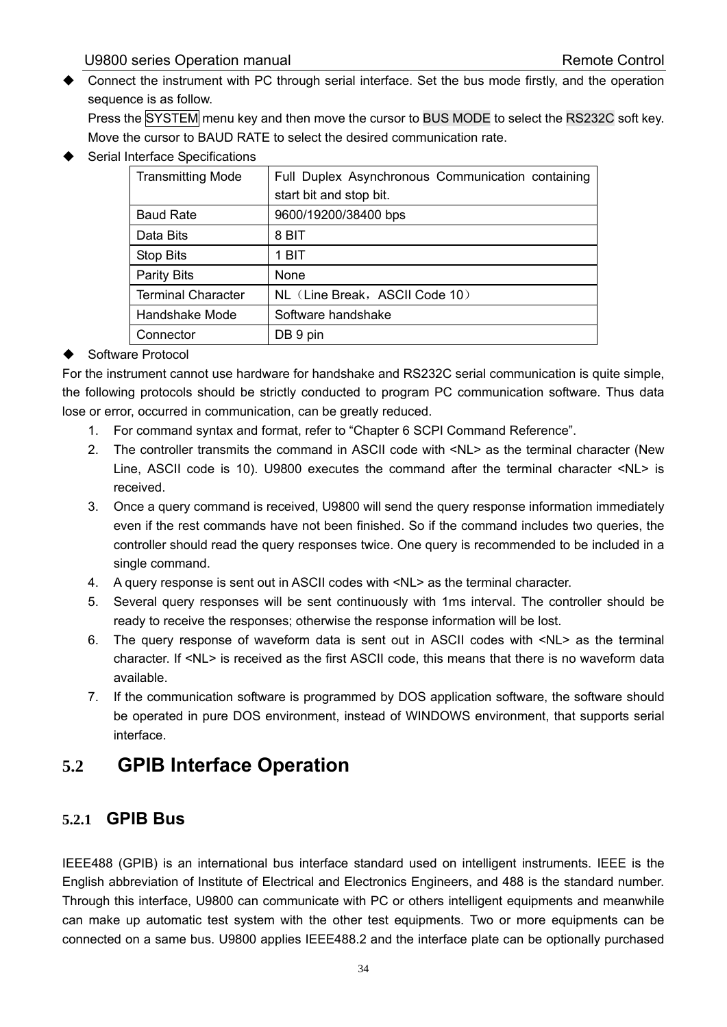- Connect the instrument with PC through serial interface. Set the bus mode firstly, and the operation sequence is as follow.
  Press the SYSTEM menu key and then move the cursor to BUS MODE to select the RS232C soft key. Move the cursor to BAUD RATE to select the desired communication rate.
- Serial Interface Specifications

| Transmitting Mode | Full Duplex Asynchronous Communication containing start bit and stop bit. |
|---|---|
| Baud Rate | 9600/19200/38400 bps |
| Data Bits | 8 BIT |
| Stop Bits | 1 BIT |
| Parity Bits | None |
| Terminal Character | NL（Line Break，ASCII Code 10） |
| Handshake Mode | Software handshake |
| Connector | DB 9 pin |

- Software Protocol

For the instrument cannot use hardware for handshake and RS232C serial communication is quite simple, the following protocols should be strictly conducted to program PC communication software. Thus data lose or error, occurred in communication, can be greatly reduced.

1. For command syntax and format, refer to “Chapter 6 SCPI Command Reference”.
2. The controller transmits the command in ASCII code with <NL> as the terminal character (New Line, ASCII code is 10). U9800 executes the command after the terminal character <NL> is received.
3. Once a query command is received, U9800 will send the query response information immediately even if the rest commands have not been finished. So if the command includes two queries, the controller should read the query responses twice. One query is recommended to be included in a single command.
4. A query response is sent out in ASCII codes with <NL> as the terminal character.
5. Several query responses will be sent continuously with 1ms interval. The controller should be ready to receive the responses; otherwise the response information will be lost.
6. The query response of waveform data is sent out in ASCII codes with <NL> as the terminal character. If <NL> is received as the first ASCII code, this means that there is no waveform data available.
7. If the communication software is programmed by DOS application software, the software should be operated in pure DOS environment, instead of WINDOWS environment, that supports serial interface.

## 5.2 GPIB Interface Operation

### 5.2.1 GPIB Bus

IEEE488 (GPIB) is an international bus interface standard used on intelligent instruments. IEEE is the English abbreviation of Institute of Electrical and Electronics Engineers, and 488 is the standard number. Through this interface, U9800 can communicate with PC or others intelligent equipments and meanwhile can make up automatic test system with the other test equipments. Two or more equipments can be connected on a same bus. U9800 applies IEEE488.2 and the interface plate can be optionally purchased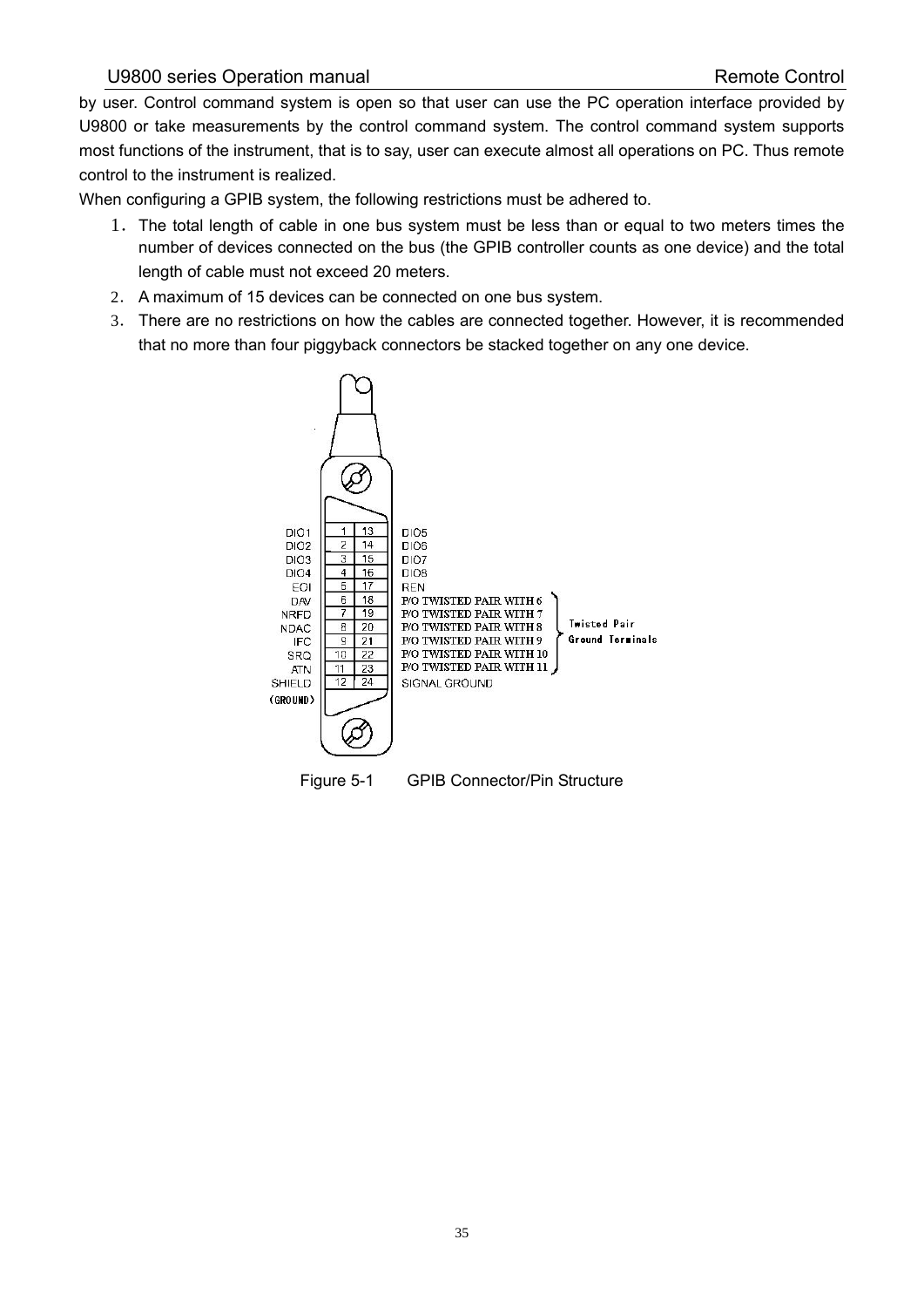by user. Control command system is open so that user can use the PC operation interface provided by U9800 or take measurements by the control command system. The control command system supports most functions of the instrument, that is to say, user can execute almost all operations on PC. Thus remote control to the instrument is realized.

When configuring a GPIB system, the following restrictions must be adhered to.

1. The total length of cable in one bus system must be less than or equal to two meters times the number of devices connected on the bus (the GPIB controller counts as one device) and the total length of cable must not exceed 20 meters.
2. A maximum of 15 devices can be connected on one bus system.
3. There are no restrictions on how the cables are connected together. However, it is recommended that no more than four piggyback connectors be stacked together on any one device.

| Signal | Pin | Pin | Signal |
|---|---|---|---|
| DIO1 | 1 | 13 | DIO5 |
| DIO2 | 2 | 14 | DIO6 |
| DIO3 | 3 | 15 | DIO7 |
| DIO4 | 4 | 16 | DIO8 |
| EOI | 5 | 17 | REN |
| DAV | 6 | 18 | P/O TWISTED PAIR WITH 6 |
| NRFD | 7 | 19 | P/O TWISTED PAIR WITH 7 |
| NDAC | 8 | 20 | P/O TWISTED PAIR WITH 8 |
| IFC | 9 | 21 | P/O TWISTED PAIR WITH 9 |
| SRQ | 10 | 22 | P/O TWISTED PAIR WITH 10 |
| ATN | 11 | 23 | P/O TWISTED PAIR WITH 11 |
| SHIELD (GROUND) | 12 | 24 | SIGNAL GROUND |

Pins 18–23: Twisted Pair Ground Terminals

Figure 5-1 GPIB Connector/Pin Structure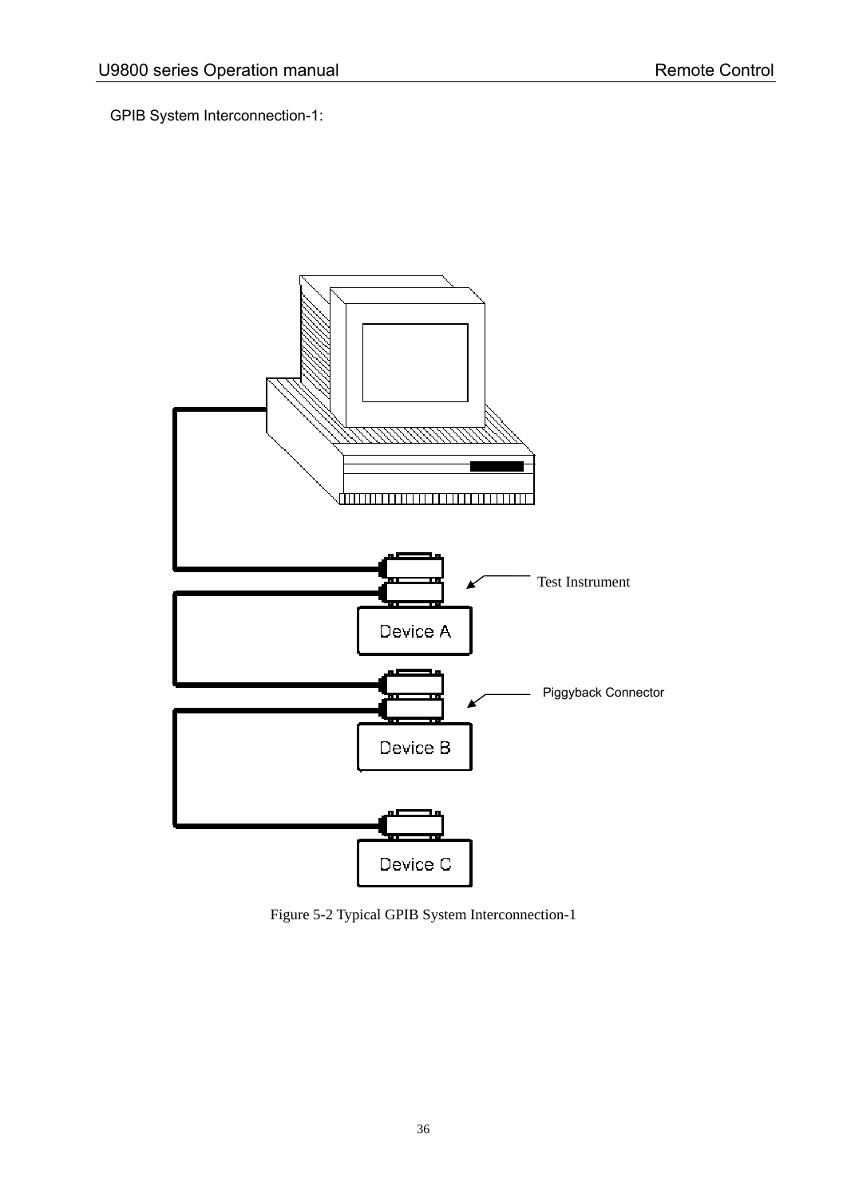GPIB System Interconnection-1:

Figure 5-2 Typical GPIB System Interconnection-1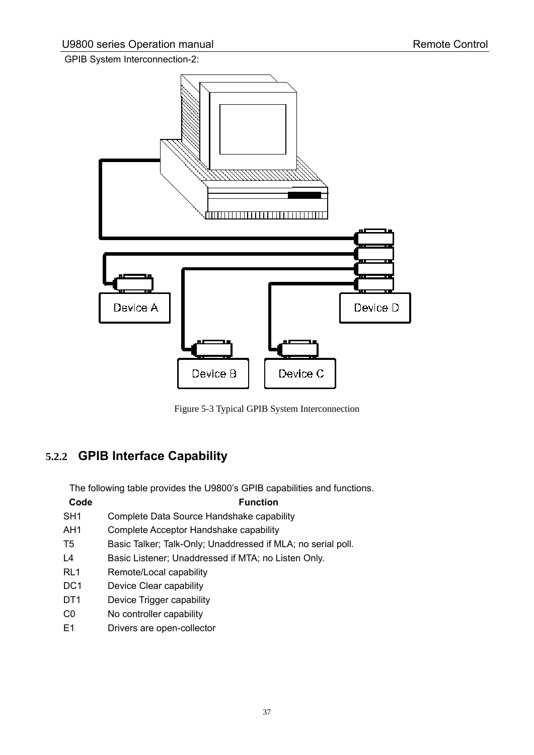GPIB System Interconnection-2:

Figure 5-3 Typical GPIB System Interconnection

### 5.2.2 GPIB Interface Capability

The following table provides the U9800's GPIB capabilities and functions.

| Code | Function |
|---|---|
| SH1 | Complete Data Source Handshake capability |
| AH1 | Complete Acceptor Handshake capability |
| T5 | Basic Talker; Talk-Only; Unaddressed if MLA; no serial poll. |
| L4 | Basic Listener; Unaddressed if MTA; no Listen Only. |
| RL1 | Remote/Local capability |
| DC1 | Device Clear capability |
| DT1 | Device Trigger capability |
| C0 | No controller capability |
| E1 | Drivers are open-collector |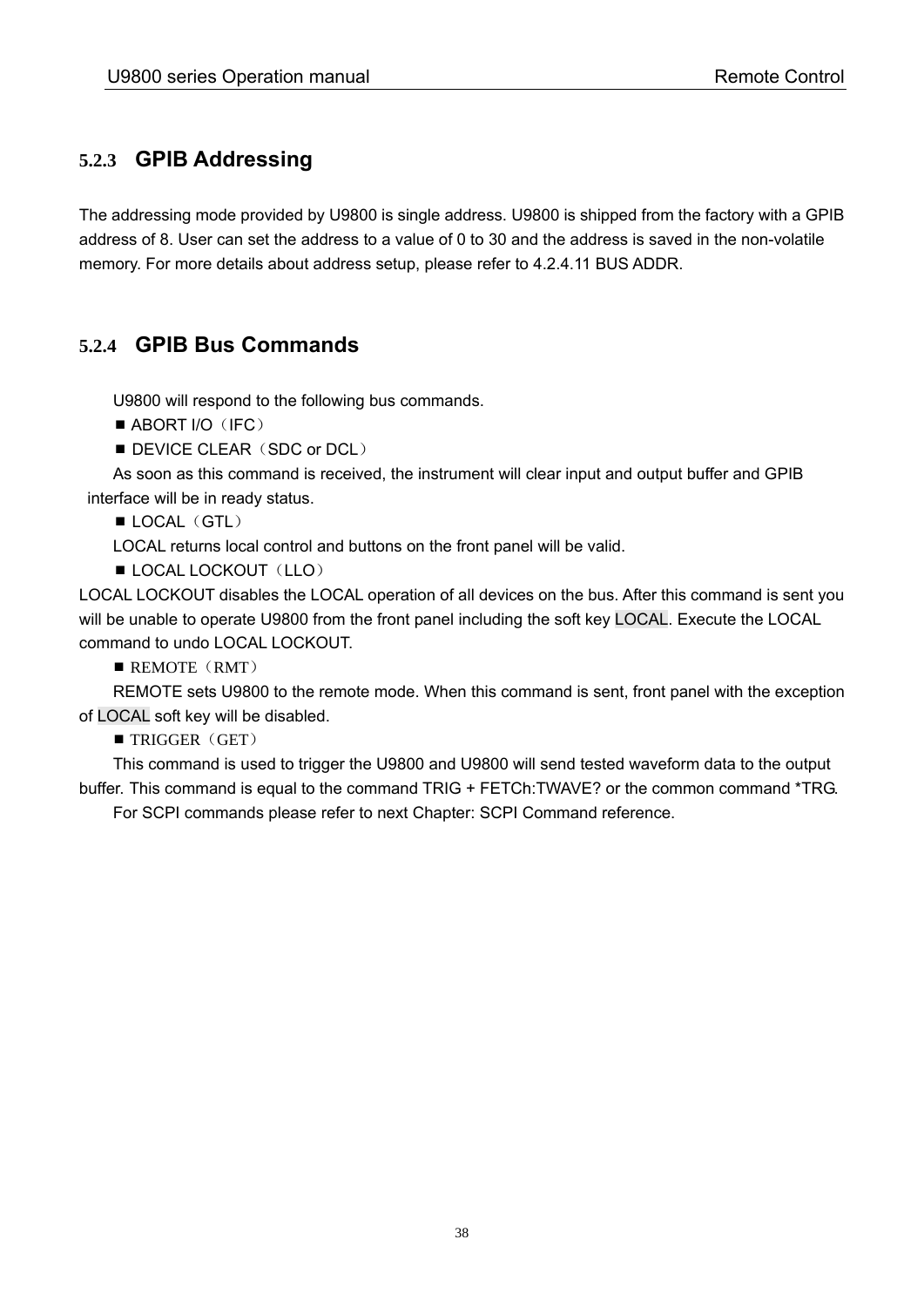### 5.2.3 GPIB Addressing

The addressing mode provided by U9800 is single address. U9800 is shipped from the factory with a GPIB address of 8. User can set the address to a value of 0 to 30 and the address is saved in the non-volatile memory. For more details about address setup, please refer to 4.2.4.11 BUS ADDR.

### 5.2.4 GPIB Bus Commands

U9800 will respond to the following bus commands.

- ABORT I/O（IFC）
- DEVICE CLEAR（SDC or DCL）

As soon as this command is received, the instrument will clear input and output buffer and GPIB interface will be in ready status.

- LOCAL（GTL）

LOCAL returns local control and buttons on the front panel will be valid.

- LOCAL LOCKOUT（LLO）

LOCAL LOCKOUT disables the LOCAL operation of all devices on the bus. After this command is sent you will be unable to operate U9800 from the front panel including the soft key LOCAL. Execute the LOCAL command to undo LOCAL LOCKOUT.

- REMOTE（RMT）

REMOTE sets U9800 to the remote mode. When this command is sent, front panel with the exception of LOCAL soft key will be disabled.

- TRIGGER（GET）

This command is used to trigger the U9800 and U9800 will send tested waveform data to the output buffer. This command is equal to the command TRIG + FETCh:TWAVE? or the common command *TRG.

For SCPI commands please refer to next Chapter: SCPI Command reference.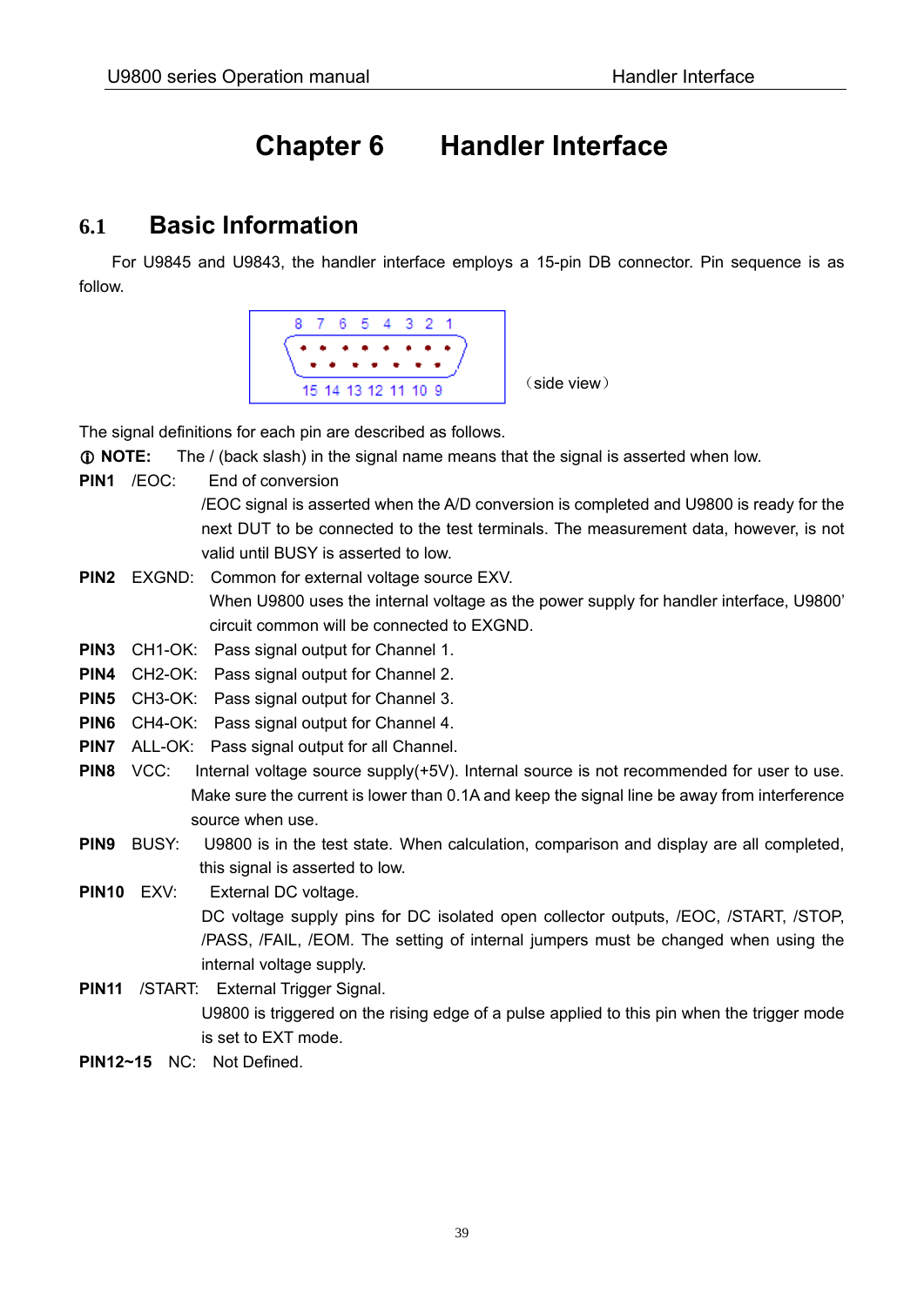# Chapter 6 Handler Interface

## 6.1 Basic Information

For U9845 and U9843, the handler interface employs a 15-pin DB connector. Pin sequence is as follow.

8 7 6 5 4 3 2 1

15 14 13 12 11 10 9

（side view）

The signal definitions for each pin are described as follows.

ⓘ **NOTE:** The / (back slash) in the signal name means that the signal is asserted when low.

**PIN1** /EOC: End of conversion

/EOC signal is asserted when the A/D conversion is completed and U9800 is ready for the next DUT to be connected to the test terminals. The measurement data, however, is not valid until BUSY is asserted to low.

**PIN2** EXGND: Common for external voltage source EXV.

When U9800 uses the internal voltage as the power supply for handler interface, U9800' circuit common will be connected to EXGND.

**PIN3** CH1-OK: Pass signal output for Channel 1.

**PIN4** CH2-OK: Pass signal output for Channel 2.

**PIN5** CH3-OK: Pass signal output for Channel 3.

**PIN6** CH4-OK: Pass signal output for Channel 4.

**PIN7** ALL-OK: Pass signal output for all Channel.

**PIN8** VCC: Internal voltage source supply(+5V). Internal source is not recommended for user to use. Make sure the current is lower than 0.1A and keep the signal line be away from interference source when use.

**PIN9** BUSY: U9800 is in the test state. When calculation, comparison and display are all completed, this signal is asserted to low.

**PIN10** EXV: External DC voltage.

DC voltage supply pins for DC isolated open collector outputs, /EOC, /START, /STOP, /PASS, /FAIL, /EOM. The setting of internal jumpers must be changed when using the internal voltage supply.

**PIN11** /START: External Trigger Signal.

U9800 is triggered on the rising edge of a pulse applied to this pin when the trigger mode is set to EXT mode.

**PIN12~15** NC: Not Defined.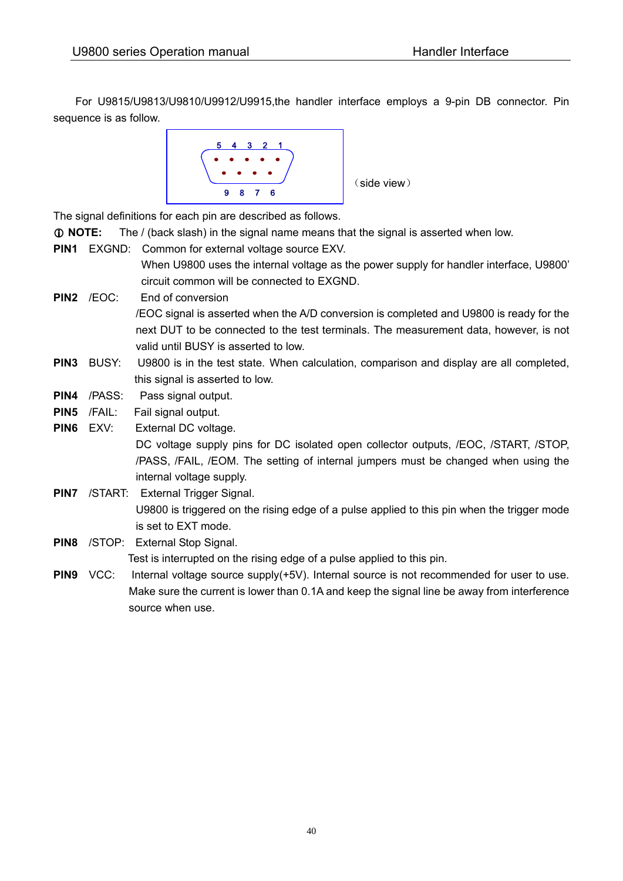For U9815/U9813/U9810/U9912/U9915,the handler interface employs a 9-pin DB connector. Pin sequence is as follow.

5 4 3 2 1

9 8 7 6

（side view）

The signal definitions for each pin are described as follows.

ⓘ **NOTE:** The / (back slash) in the signal name means that the signal is asserted when low.

**PIN1** EXGND: Common for external voltage source EXV.
When U9800 uses the internal voltage as the power supply for handler interface, U9800' circuit common will be connected to EXGND.

**PIN2** /EOC: End of conversion
/EOC signal is asserted when the A/D conversion is completed and U9800 is ready for the next DUT to be connected to the test terminals. The measurement data, however, is not valid until BUSY is asserted to low.

**PIN3** BUSY: U9800 is in the test state. When calculation, comparison and display are all completed, this signal is asserted to low.

**PIN4** /PASS: Pass signal output.

**PIN5** /FAIL: Fail signal output.

**PIN6** EXV: External DC voltage.
DC voltage supply pins for DC isolated open collector outputs, /EOC, /START, /STOP, /PASS, /FAIL, /EOM. The setting of internal jumpers must be changed when using the internal voltage supply.

**PIN7** /START: External Trigger Signal.
U9800 is triggered on the rising edge of a pulse applied to this pin when the trigger mode is set to EXT mode.

**PIN8** /STOP: External Stop Signal.
Test is interrupted on the rising edge of a pulse applied to this pin.

**PIN9** VCC: Internal voltage source supply(+5V). Internal source is not recommended for user to use. Make sure the current is lower than 0.1A and keep the signal line be away from interference source when use.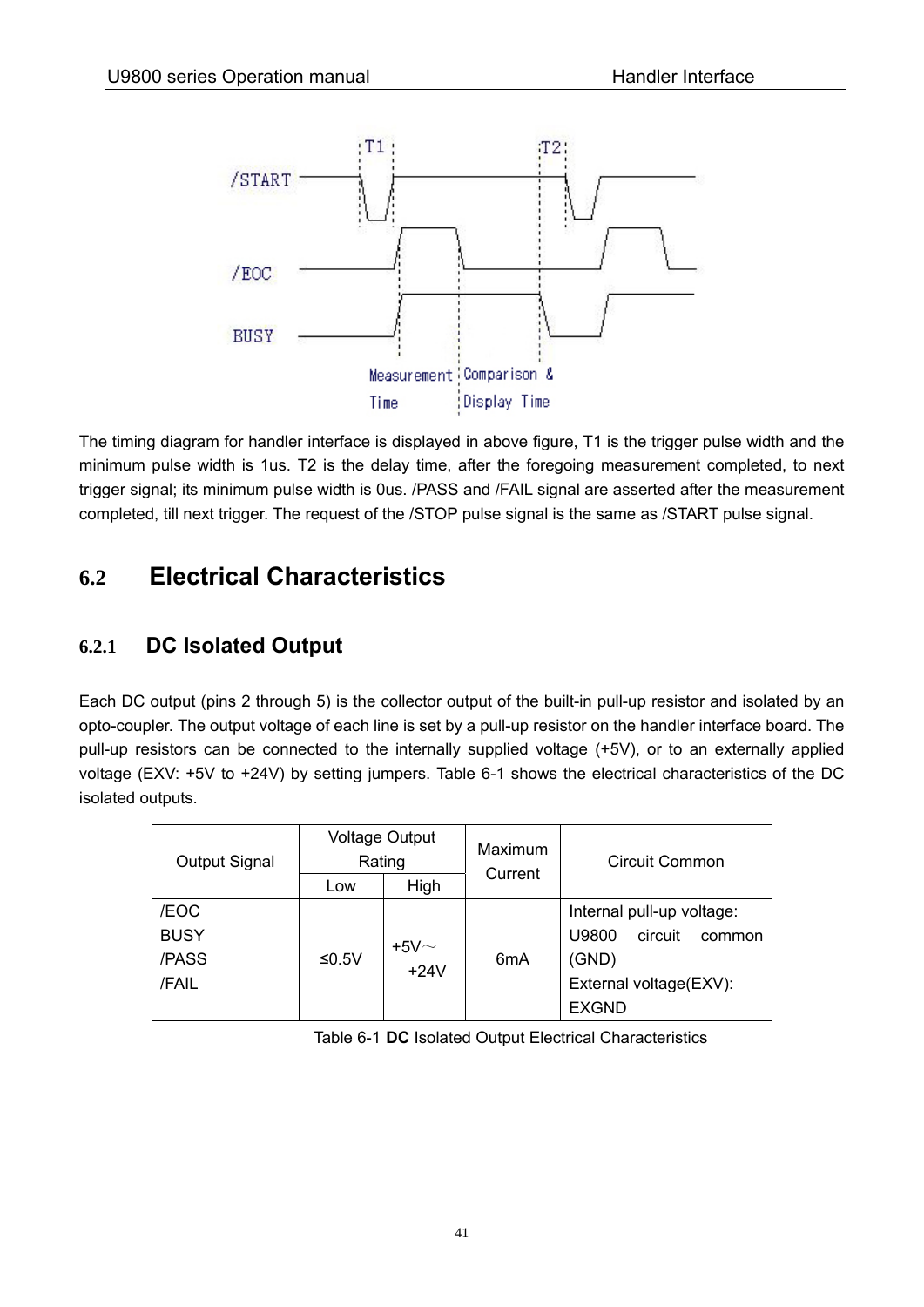The timing diagram for handler interface is displayed in above figure, T1 is the trigger pulse width and the minimum pulse width is 1us. T2 is the delay time, after the foregoing measurement completed, to next trigger signal; its minimum pulse width is 0us. /PASS and /FAIL signal are asserted after the measurement completed, till next trigger. The request of the /STOP pulse signal is the same as /START pulse signal.

## 6.2 Electrical Characteristics

### 6.2.1 DC Isolated Output

Each DC output (pins 2 through 5) is the collector output of the built-in pull-up resistor and isolated by an opto-coupler. The output voltage of each line is set by a pull-up resistor on the handler interface board. The pull-up resistors can be connected to the internally supplied voltage (+5V), or to an externally applied voltage (EXV: +5V to +24V) by setting jumpers. Table 6-1 shows the electrical characteristics of the DC isolated outputs.

| Output Signal | Voltage Output Rating | | Maximum Current | Circuit Common |
|---|---|---|---|---|
| | Low | High | | |
| /EOC<br>BUSY<br>/PASS<br>/FAIL | ≤0.5V | +5V～+24V | 6mA | Internal pull-up voltage: U9800 circuit common (GND)<br>External voltage(EXV): EXGND |

Table 6-1 **DC** Isolated Output Electrical Characteristics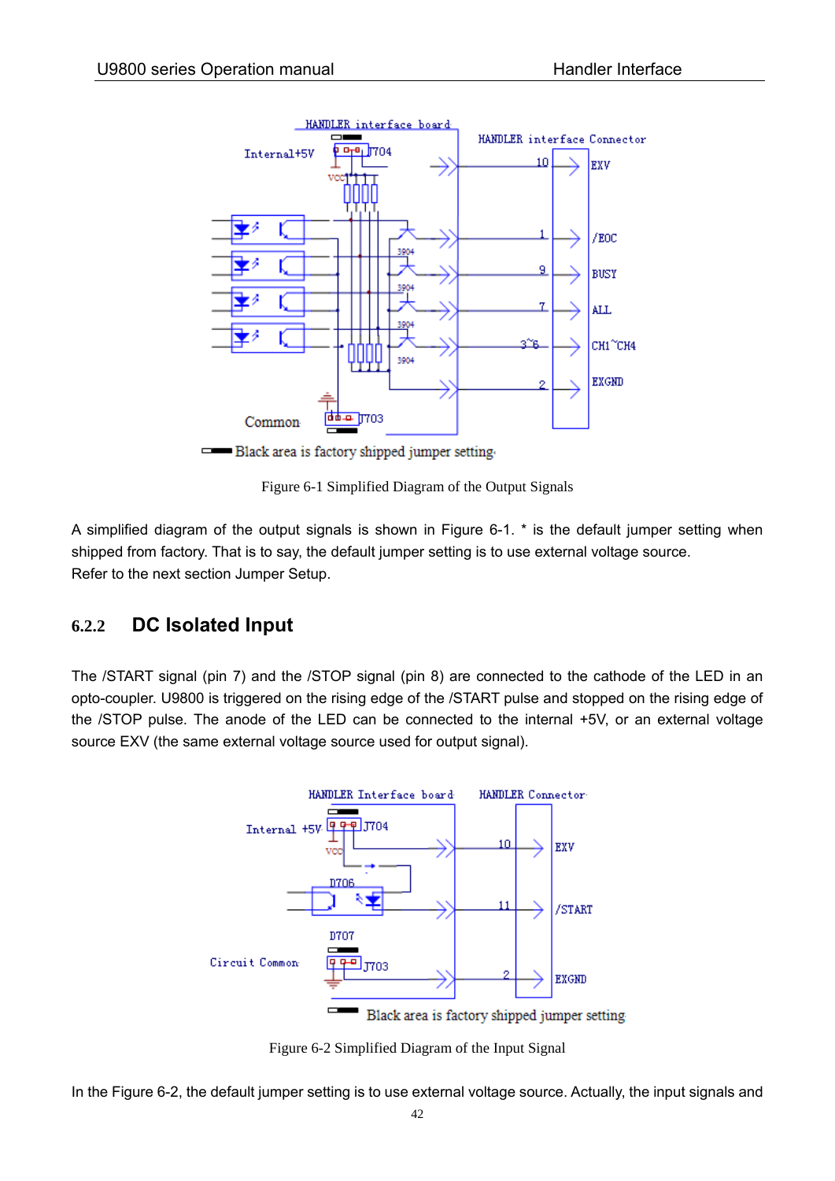Figure 6-1 Simplified Diagram of the Output Signals

A simplified diagram of the output signals is shown in Figure 6-1. * is the default jumper setting when shipped from factory. That is to say, the default jumper setting is to use external voltage source.
Refer to the next section Jumper Setup.

### 6.2.2 DC Isolated Input

The /START signal (pin 7) and the /STOP signal (pin 8) are connected to the cathode of the LED in an opto-coupler. U9800 is triggered on the rising edge of the /START pulse and stopped on the rising edge of the /STOP pulse. The anode of the LED can be connected to the internal +5V, or an external voltage source EXV (the same external voltage source used for output signal).

Figure 6-2 Simplified Diagram of the Input Signal

In the Figure 6-2, the default jumper setting is to use external voltage source. Actually, the input signals and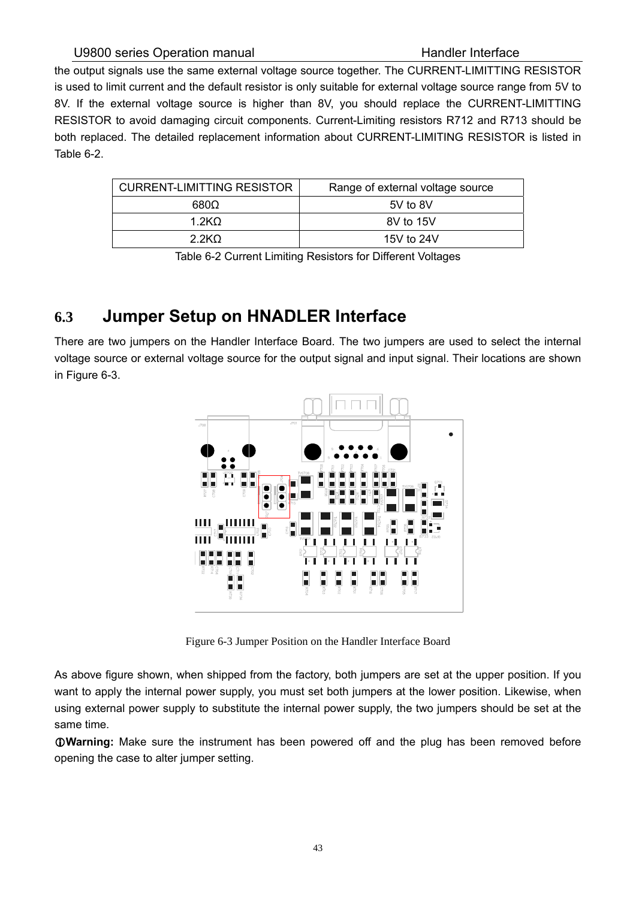the output signals use the same external voltage source together. The CURRENT-LIMITTING RESISTOR is used to limit current and the default resistor is only suitable for external voltage source range from 5V to 8V. If the external voltage source is higher than 8V, you should replace the CURRENT-LIMITTING RESISTOR to avoid damaging circuit components. Current-Limiting resistors R712 and R713 should be both replaced. The detailed replacement information about CURRENT-LIMITING RESISTOR is listed in Table 6-2.

| CURRENT-LIMITTING RESISTOR | Range of external voltage source |
| --- | --- |
| 680Ω | 5V to 8V |
| 1.2KΩ | 8V to 15V |
| 2.2KΩ | 15V to 24V |

Table 6-2 Current Limiting Resistors for Different Voltages

## 6.3 Jumper Setup on HNADLER Interface

There are two jumpers on the Handler Interface Board. The two jumpers are used to select the internal voltage source or external voltage source for the output signal and input signal. Their locations are shown in Figure 6-3.

Figure 6-3 Jumper Position on the Handler Interface Board

As above figure shown, when shipped from the factory, both jumpers are set at the upper position. If you want to apply the internal power supply, you must set both jumpers at the lower position. Likewise, when using external power supply to substitute the internal power supply, the two jumpers should be set at the same time.

ⓘ**Warning:** Make sure the instrument has been powered off and the plug has been removed before opening the case to alter jumper setting.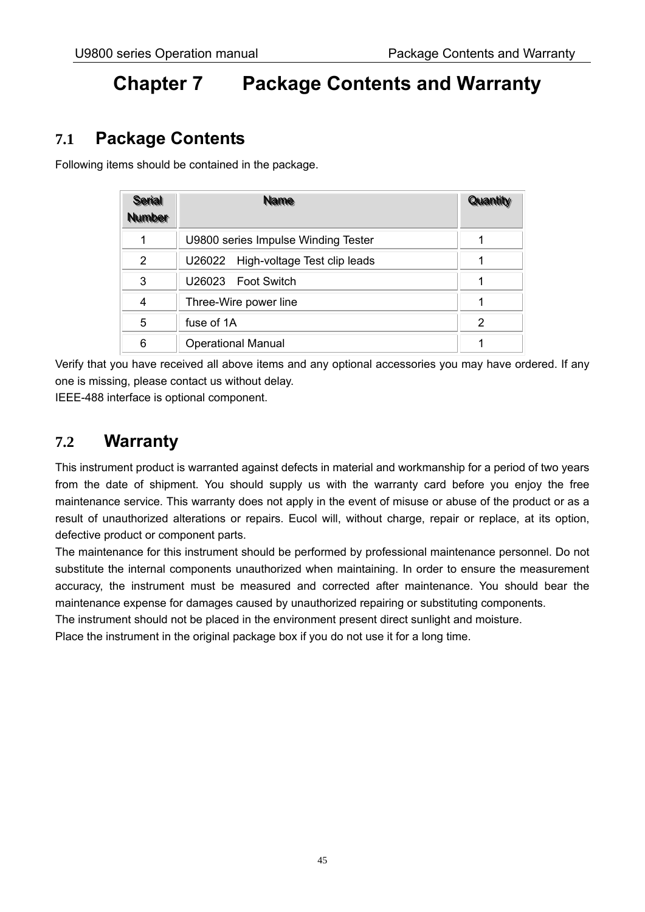# Chapter 7 Package Contents and Warranty

## 7.1 Package Contents

Following items should be contained in the package.

| Serial Number | Name | Quantity |
|---|---|---|
| 1 | U9800 series Impulse Winding Tester | 1 |
| 2 | U26022 High-voltage Test clip leads | 1 |
| 3 | U26023 Foot Switch | 1 |
| 4 | Three-Wire power line | 1 |
| 5 | fuse of 1A | 2 |
| 6 | Operational Manual | 1 |

Verify that you have received all above items and any optional accessories you may have ordered. If any one is missing, please contact us without delay.
IEEE-488 interface is optional component.

## 7.2 Warranty

This instrument product is warranted against defects in material and workmanship for a period of two years from the date of shipment. You should supply us with the warranty card before you enjoy the free maintenance service. This warranty does not apply in the event of misuse or abuse of the product or as a result of unauthorized alterations or repairs. Eucol will, without charge, repair or replace, at its option, defective product or component parts.
The maintenance for this instrument should be performed by professional maintenance personnel. Do not substitute the internal components unauthorized when maintaining. In order to ensure the measurement accuracy, the instrument must be measured and corrected after maintenance. You should bear the maintenance expense for damages caused by unauthorized repairing or substituting components.
The instrument should not be placed in the environment present direct sunlight and moisture.
Place the instrument in the original package box if you do not use it for a long time.